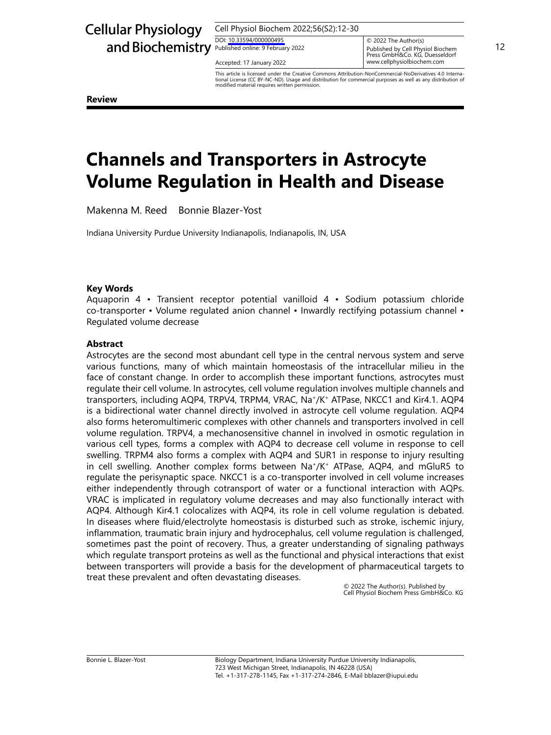Review

# Channels and Transporters in Astrocyte Volume Regulation in Health and Disease

Makenna M. Reed   Bonnie Blazer-Yost

Indiana University Purdue University Indianapolis, Indianapolis, IN, USA

### Key Words

Aquaporin 4 • Transient receptor potential vanilloid 4 • Sodium potassium chloride co-transporter • Volume regulated anion channel • Inwardly rectifying potassium channel • Regulated volume decrease

### Abstract

Astrocytes are the second most abundant cell type in the central nervous system and serve various functions, many of which maintain homeostasis of the intracellular milieu in the face of constant change. In order to accomplish these important functions, astrocytes must regulate their cell volume. In astrocytes, cell volume regulation involves multiple channels and transporters, including AQP4, TRPV4, TRPM4, VRAC, $Na^+/K^+$ ATPase, NKCC1 and Kir4.1. AQP4 is a bidirectional water channel directly involved in astrocyte cell volume regulation. AQP4 also forms heteromultimeric complexes with other channels and transporters involved in cell volume regulation. TRPV4, a mechanosensitive channel in involved in osmotic regulation in various cell types, forms a complex with AQP4 to decrease cell volume in response to cell swelling. TRPM4 also forms a complex with AQP4 and SUR1 in response to injury resulting in cell swelling. Another complex forms between $Na^+/K^+$ ATPase, AQP4, and mGluR5 to regulate the perisynaptic space. NKCC1 is a co-transporter involved in cell volume increases either independently through cotransport of water or a functional interaction with AQPs. VRAC is implicated in regulatory volume decreases and may also functionally interact with AQP4. Although Kir4.1 colocalizes with AQP4, its role in cell volume regulation is debated. In diseases where fluid/electrolyte homeostasis is disturbed such as stroke, ischemic injury, inflammation, traumatic brain injury and hydrocephalus, cell volume regulation is challenged, sometimes past the point of recovery. Thus, a greater understanding of signaling pathways which regulate transport proteins as well as the functional and physical interactions that exist between transporters will provide a basis for the development of pharmaceutical targets to treat these prevalent and often devastating diseases.

© 2022 The Author(s). Published by Cell Physiol Biochem Press GmbH&Co. KG

Bonnie L. Blazer-Yost — Biology Department, Indiana University Purdue University Indianapolis, 723 West Michigan Street, Indianapolis, IN 46228 (USA), Tel. +1-317-278-1145, Fax +1-317-274-2846, E-Mail bblazer@iupui.edu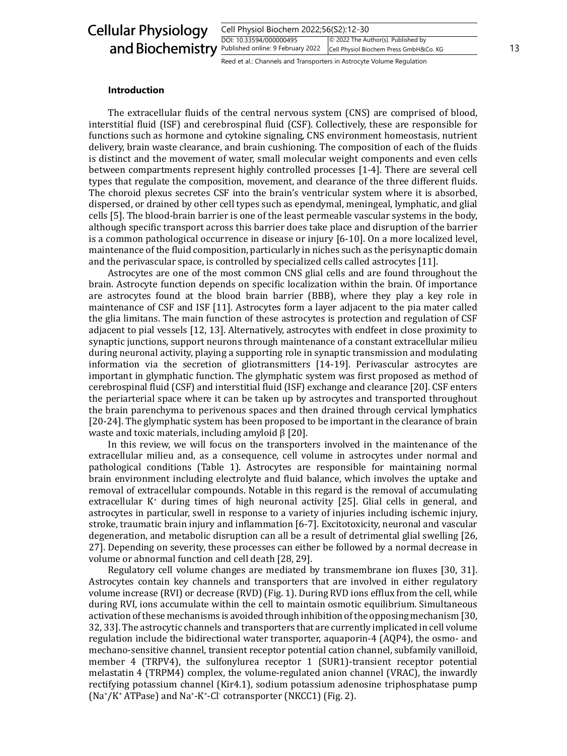## Introduction

The extracellular fluids of the central nervous system (CNS) are comprised of blood, interstitial fluid (ISF) and cerebrospinal fluid (CSF). Collectively, these are responsible for functions such as hormone and cytokine signaling, CNS environment homeostasis, nutrient delivery, brain waste clearance, and brain cushioning. The composition of each of the fluids is distinct and the movement of water, small molecular weight components and even cells between compartments represent highly controlled processes [1-4]. There are several cell types that regulate the composition, movement, and clearance of the three different fluids. The choroid plexus secretes CSF into the brain's ventricular system where it is absorbed, dispersed, or drained by other cell types such as ependymal, meningeal, lymphatic, and glial cells [5]. The blood-brain barrier is one of the least permeable vascular systems in the body, although specific transport across this barrier does take place and disruption of the barrier is a common pathological occurrence in disease or injury [6-10]. On a more localized level, maintenance of the fluid composition, particularly in niches such as the perisynaptic domain and the perivascular space, is controlled by specialized cells called astrocytes [11].

Astrocytes are one of the most common CNS glial cells and are found throughout the brain. Astrocyte function depends on specific localization within the brain. Of importance are astrocytes found at the blood brain barrier (BBB), where they play a key role in maintenance of CSF and ISF [11]. Astrocytes form a layer adjacent to the pia mater called the glia limitans. The main function of these astrocytes is protection and regulation of CSF adjacent to pial vessels [12, 13]. Alternatively, astrocytes with endfeet in close proximity to synaptic junctions, support neurons through maintenance of a constant extracellular milieu during neuronal activity, playing a supporting role in synaptic transmission and modulating information via the secretion of gliotransmitters [14-19]. Perivascular astrocytes are important in glymphatic function. The glymphatic system was first proposed as method of cerebrospinal fluid (CSF) and interstitial fluid (ISF) exchange and clearance [20]. CSF enters the periarterial space where it can be taken up by astrocytes and transported throughout the brain parenchyma to perivenous spaces and then drained through cervical lymphatics [20-24]. The glymphatic system has been proposed to be important in the clearance of brain waste and toxic materials, including amyloid β [20].

In this review, we will focus on the transporters involved in the maintenance of the extracellular milieu and, as a consequence, cell volume in astrocytes under normal and pathological conditions (Table 1). Astrocytes are responsible for maintaining normal brain environment including electrolyte and fluid balance, which involves the uptake and removal of extracellular compounds. Notable in this regard is the removal of accumulating extracellular $K^+$ during times of high neuronal activity [25]. Glial cells in general, and astrocytes in particular, swell in response to a variety of injuries including ischemic injury, stroke, traumatic brain injury and inflammation [6-7]. Excitotoxicity, neuronal and vascular degeneration, and metabolic disruption can all be a result of detrimental glial swelling [26, 27]. Depending on severity, these processes can either be followed by a normal decrease in volume or abnormal function and cell death [28, 29].

Regulatory cell volume changes are mediated by transmembrane ion fluxes [30, 31]. Astrocytes contain key channels and transporters that are involved in either regulatory volume increase (RVI) or decrease (RVD) (Fig. 1). During RVD ions efflux from the cell, while during RVI, ions accumulate within the cell to maintain osmotic equilibrium. Simultaneous activation of these mechanisms is avoided through inhibition of the opposing mechanism [30, 32, 33]. The astrocytic channels and transporters that are currently implicated in cell volume regulation include the bidirectional water transporter, aquaporin-4 (AQP4), the osmo- and mechano-sensitive channel, transient receptor potential cation channel, subfamily vanilloid, member 4 (TRPV4), the sulfonylurea receptor 1 (SUR1)-transient receptor potential melastatin 4 (TRPM4) complex, the volume-regulated anion channel (VRAC), the inwardly rectifying potassium channel (Kir4.1), sodium potassium adenosine triphosphatase pump ($Na^+/K^+$ ATPase) and $Na^+$-$K^+$-$Cl^-$ cotransporter (NKCC1) (Fig. 2).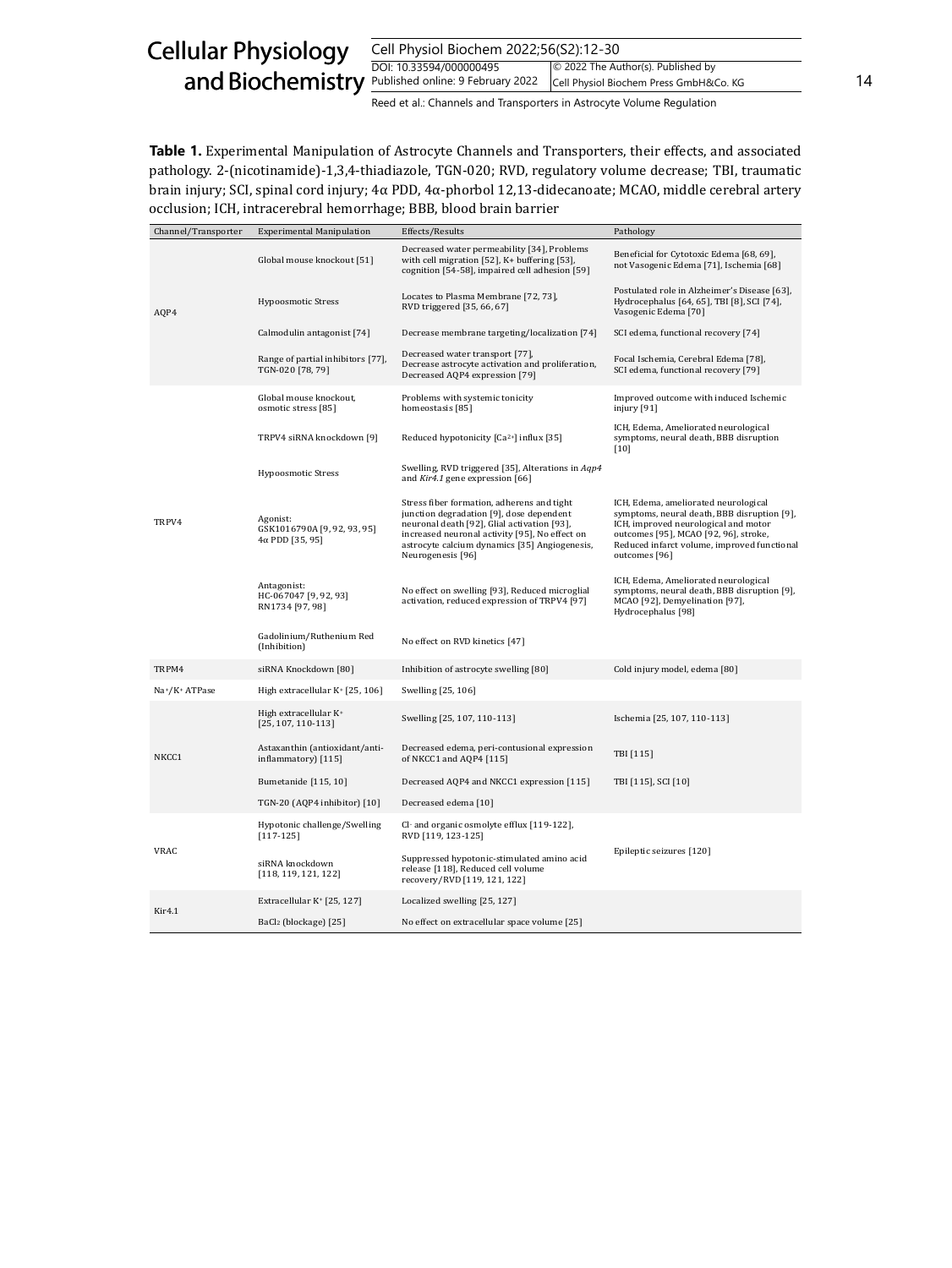**Table 1.** Experimental Manipulation of Astrocyte Channels and Transporters, their effects, and associated pathology. 2-(nicotinamide)-1,3,4-thiadiazole, TGN-020; RVD, regulatory volume decrease; TBI, traumatic brain injury; SCI, spinal cord injury; 4α PDD, 4α-phorbol 12,13-didecanoate; MCAO, middle cerebral artery occlusion; ICH, intracerebral hemorrhage; BBB, blood brain barrier

| Channel/Transporter | Experimental Manipulation | Effects/Results | Pathology |
|---|---|---|---|
| AQP4 | Global mouse knockout [51] | Decreased water permeability [34], Problems with cell migration [52], K+ buffering [53], cognition [54-58], impaired cell adhesion [59] | Beneficial for Cytotoxic Edema [68, 69], not Vasogenic Edema [71], Ischemia [68] |
| | Hypoosmotic Stress | Locates to Plasma Membrane [72, 73], RVD triggered [35, 66, 67] | Postulated role in Alzheimer's Disease [63], Hydrocephalus [64, 65], TBI [8], SCI [74], Vasogenic Edema [70] |
| | Calmodulin antagonist [74] | Decrease membrane targeting/localization [74] | SCI edema, functional recovery [74] |
| | Range of partial inhibitors [77], TGN-020 [78, 79] | Decreased water transport [77], Decrease astrocyte activation and proliferation, Decreased AQP4 expression [79] | Focal Ischemia, Cerebral Edema [78], SCI edema, functional recovery [79] |
| TRPV4 | Global mouse knockout, osmotic stress [85] | Problems with systemic tonicity homeostasis [85] | Improved outcome with induced Ischemic injury [91] |
| | TRPV4 siRNA knockdown [9] | Reduced hypotonicity [$Ca^{2+}$] influx [35] | ICH, Edema, Ameliorated neurological symptoms, neural death, BBB disruption [10] |
| | Hypoosmotic Stress | Swelling, RVD triggered [35], Alterations in *Aqp4* and *Kir4.1* gene expression [66] | |
| | Agonist: GSK1016790A [9, 92, 93, 95] 4α PDD [35, 95] | Stress fiber formation, adherens and tight junction degradation [9], dose dependent neuronal death [92], Glial activation [93], increased neuronal activity [95], No effect on astrocyte calcium dynamics [35] Angiogenesis, Neurogenesis [96] | ICH, Edema, ameliorated neurological symptoms, neural death, BBB disruption [9], ICH, improved neurological and motor outcomes [95], MCAO [92, 96], stroke, Reduced infarct volume, improved functional outcomes [96] |
| | Antagonist: HC-067047 [9, 92, 93] RN1734 [97, 98] | No effect on swelling [93], Reduced microglial activation, reduced expression of TRPV4 [97] | ICH, Edema, Ameliorated neurological symptoms, neural death, BBB disruption [9], MCAO [92], Demyelination [97], Hydrocephalus [98] |
| | Gadolinium/Ruthenium Red (Inhibition) | No effect on RVD kinetics [47] | |
| TRPM4 | siRNA Knockdown [80] | Inhibition of astrocyte swelling [80] | Cold injury model, edema [80] |
| $Na^+/K^+$ ATPase | High extracellular $K^+$ [25, 106] | Swelling [25, 106] | |
| NKCC1 | High extracellular $K^+$ [25, 107, 110-113] | Swelling [25, 107, 110-113] | Ischemia [25, 107, 110-113] |
| | Astaxanthin (antioxidant/anti-inflammatory) [115] | Decreased edema, peri-contusional expression of NKCC1 and AQP4 [115] | TBI [115] |
| | Bumetanide [115, 10] | Decreased AQP4 and NKCC1 expression [115] | TBI [115], SCI [10] |
| | TGN-20 (AQP4 inhibitor) [10] | Decreased edema [10] | |
| VRAC | Hypotonic challenge/Swelling [117-125] | $Cl^-$ and organic osmolyte efflux [119-122], RVD [119, 123-125] | Epileptic seizures [120] |
| | siRNA knockdown [118, 119, 121, 122] | Suppressed hypotonic-stimulated amino acid release [118], Reduced cell volume recovery/RVD [119, 121, 122] | |
| Kir4.1 | Extracellular $K^+$ [25, 127] | Localized swelling [25, 127] | |
| | $BaCl_2$ (blockage) [25] | No effect on extracellular space volume [25] | |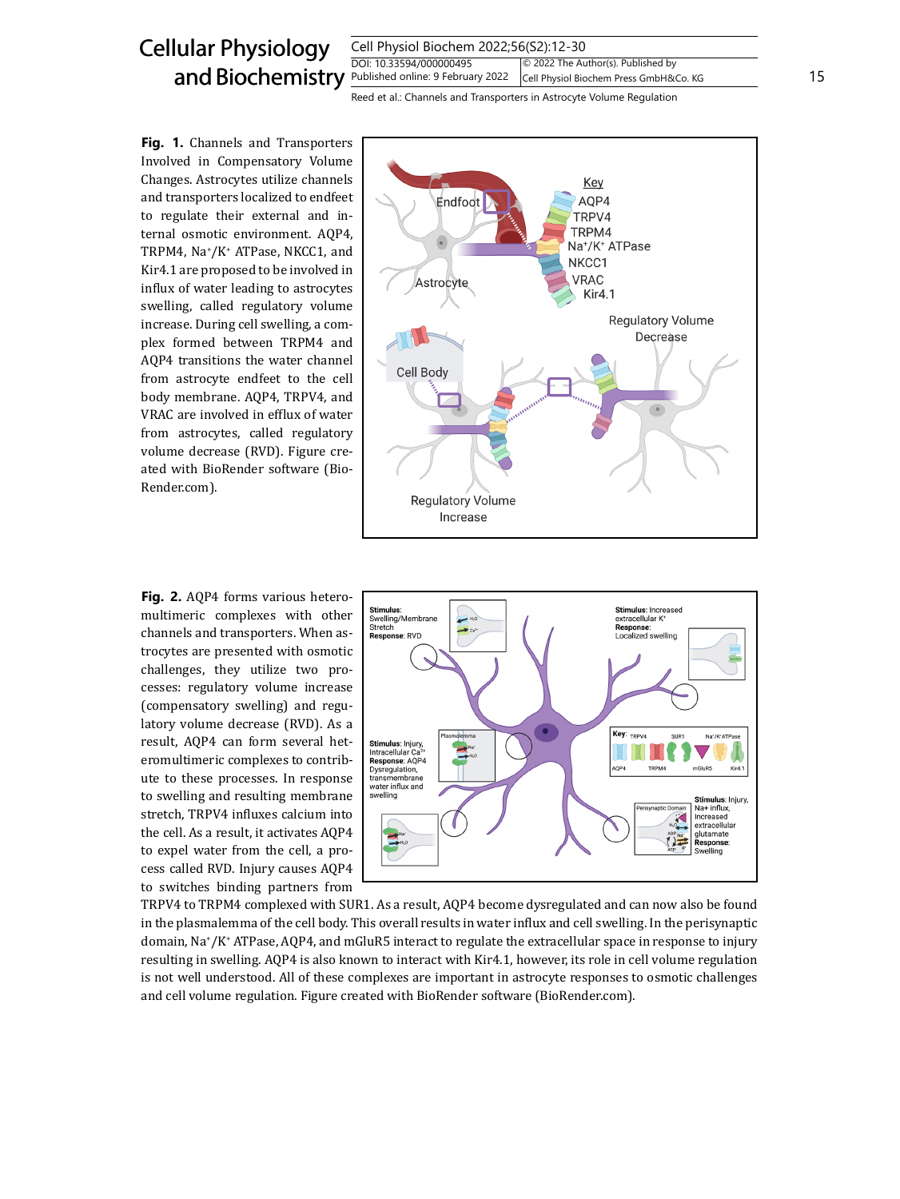**Fig. 1.** Channels and Transporters Involved in Compensatory Volume Changes. Astrocytes utilize channels and transporters localized to endfeet to regulate their external and internal osmotic environment. AQP4, TRPM4, Na⁺/K⁺ ATPase, NKCC1, and Kir4.1 are proposed to be involved in influx of water leading to astrocytes swelling, called regulatory volume increase. During cell swelling, a complex formed between TRPM4 and AQP4 transitions the water channel from astrocyte endfeet to the cell body membrane. AQP4, TRPV4, and VRAC are involved in efflux of water from astrocytes, called regulatory volume decrease (RVD). Figure created with BioRender software (BioRender.com).

**Fig. 2.** AQP4 forms various heteromultimeric complexes with other channels and transporters. When astrocytes are presented with osmotic challenges, they utilize two processes: regulatory volume increase (compensatory swelling) and regulatory volume decrease (RVD). As a result, AQP4 can form several heteromultimeric complexes to contribute to these processes. In response to swelling and resulting membrane stretch, TRPV4 influxes calcium into the cell. As a result, it activates AQP4 to expel water from the cell, a process called RVD. Injury causes AQP4 to switches binding partners from TRPV4 to TRPM4 complexed with SUR1. As a result, AQP4 become dysregulated and can now also be found in the plasmalemma of the cell body. This overall results in water influx and cell swelling. In the perisynaptic domain, Na⁺/K⁺ ATPase, AQP4, and mGluR5 interact to regulate the extracellular space in response to injury resulting in swelling. AQP4 is also known to interact with Kir4.1, however, its role in cell volume regulation is not well understood. All of these complexes are important in astrocyte responses to osmotic challenges and cell volume regulation. Figure created with BioRender software (BioRender.com).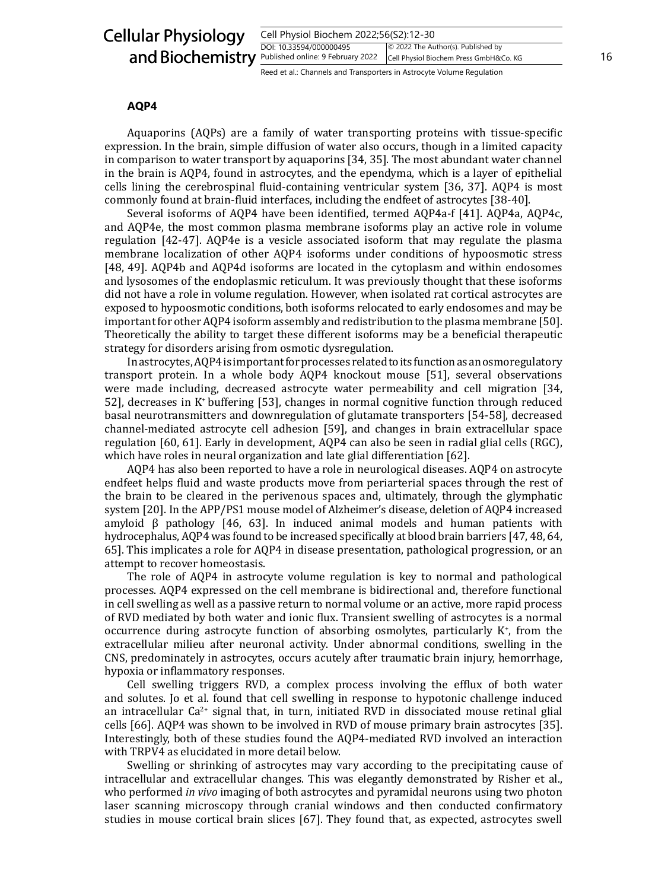### AQP4

Aquaporins (AQPs) are a family of water transporting proteins with tissue-specific expression. In the brain, simple diffusion of water also occurs, though in a limited capacity in comparison to water transport by aquaporins [34, 35]. The most abundant water channel in the brain is AQP4, found in astrocytes, and the ependyma, which is a layer of epithelial cells lining the cerebrospinal fluid-containing ventricular system [36, 37]. AQP4 is most commonly found at brain-fluid interfaces, including the endfeet of astrocytes [38-40].

Several isoforms of AQP4 have been identified, termed AQP4a-f [41]. AQP4a, AQP4c, and AQP4e, the most common plasma membrane isoforms play an active role in volume regulation [42-47]. AQP4e is a vesicle associated isoform that may regulate the plasma membrane localization of other AQP4 isoforms under conditions of hypoosmotic stress [48, 49]. AQP4b and AQP4d isoforms are located in the cytoplasm and within endosomes and lysosomes of the endoplasmic reticulum. It was previously thought that these isoforms did not have a role in volume regulation. However, when isolated rat cortical astrocytes are exposed to hypoosmotic conditions, both isoforms relocated to early endosomes and may be important for other AQP4 isoform assembly and redistribution to the plasma membrane [50]. Theoretically the ability to target these different isoforms may be a beneficial therapeutic strategy for disorders arising from osmotic dysregulation.

In astrocytes, AQP4 is important for processes related to its function as an osmoregulatory transport protein. In a whole body AQP4 knockout mouse [51], several observations were made including, decreased astrocyte water permeability and cell migration [34, 52], decreases in $K^+$ buffering [53], changes in normal cognitive function through reduced basal neurotransmitters and downregulation of glutamate transporters [54-58], decreased channel-mediated astrocyte cell adhesion [59], and changes in brain extracellular space regulation [60, 61]. Early in development, AQP4 can also be seen in radial glial cells (RGC), which have roles in neural organization and late glial differentiation [62].

AQP4 has also been reported to have a role in neurological diseases. AQP4 on astrocyte endfeet helps fluid and waste products move from periarterial spaces through the rest of the brain to be cleared in the perivenous spaces and, ultimately, through the glymphatic system [20]. In the APP/PS1 mouse model of Alzheimer's disease, deletion of AQP4 increased amyloid β pathology [46, 63]. In induced animal models and human patients with hydrocephalus, AQP4 was found to be increased specifically at blood brain barriers [47, 48, 64, 65]. This implicates a role for AQP4 in disease presentation, pathological progression, or an attempt to recover homeostasis.

The role of AQP4 in astrocyte volume regulation is key to normal and pathological processes. AQP4 expressed on the cell membrane is bidirectional and, therefore functional in cell swelling as well as a passive return to normal volume or an active, more rapid process of RVD mediated by both water and ionic flux. Transient swelling of astrocytes is a normal occurrence during astrocyte function of absorbing osmolytes, particularly $K^+$, from the extracellular milieu after neuronal activity. Under abnormal conditions, swelling in the CNS, predominately in astrocytes, occurs acutely after traumatic brain injury, hemorrhage, hypoxia or inflammatory responses.

Cell swelling triggers RVD, a complex process involving the efflux of both water and solutes. Jo et al. found that cell swelling in response to hypotonic challenge induced an intracellular $Ca^{2+}$ signal that, in turn, initiated RVD in dissociated mouse retinal glial cells [66]. AQP4 was shown to be involved in RVD of mouse primary brain astrocytes [35]. Interestingly, both of these studies found the AQP4-mediated RVD involved an interaction with TRPV4 as elucidated in more detail below.

Swelling or shrinking of astrocytes may vary according to the precipitating cause of intracellular and extracellular changes. This was elegantly demonstrated by Risher et al., who performed *in vivo* imaging of both astrocytes and pyramidal neurons using two photon laser scanning microscopy through cranial windows and then conducted confirmatory studies in mouse cortical brain slices [67]. They found that, as expected, astrocytes swell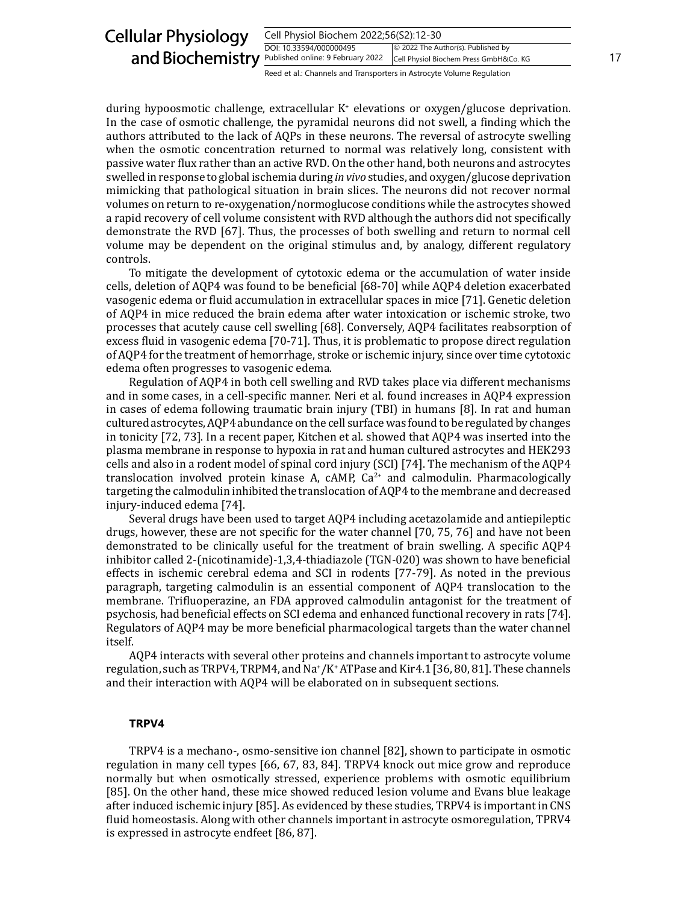during hypoosmotic challenge, extracellular $K^+$ elevations or oxygen/glucose deprivation. In the case of osmotic challenge, the pyramidal neurons did not swell, a finding which the authors attributed to the lack of AQPs in these neurons. The reversal of astrocyte swelling when the osmotic concentration returned to normal was relatively long, consistent with passive water flux rather than an active RVD. On the other hand, both neurons and astrocytes swelled in response to global ischemia during *in vivo* studies, and oxygen/glucose deprivation mimicking that pathological situation in brain slices. The neurons did not recover normal volumes on return to re-oxygenation/normoglucose conditions while the astrocytes showed a rapid recovery of cell volume consistent with RVD although the authors did not specifically demonstrate the RVD [67]. Thus, the processes of both swelling and return to normal cell volume may be dependent on the original stimulus and, by analogy, different regulatory controls.

To mitigate the development of cytotoxic edema or the accumulation of water inside cells, deletion of AQP4 was found to be beneficial [68-70] while AQP4 deletion exacerbated vasogenic edema or fluid accumulation in extracellular spaces in mice [71]. Genetic deletion of AQP4 in mice reduced the brain edema after water intoxication or ischemic stroke, two processes that acutely cause cell swelling [68]. Conversely, AQP4 facilitates reabsorption of excess fluid in vasogenic edema [70-71]. Thus, it is problematic to propose direct regulation of AQP4 for the treatment of hemorrhage, stroke or ischemic injury, since over time cytotoxic edema often progresses to vasogenic edema.

Regulation of AQP4 in both cell swelling and RVD takes place via different mechanisms and in some cases, in a cell-specific manner. Neri et al. found increases in AQP4 expression in cases of edema following traumatic brain injury (TBI) in humans [8]. In rat and human cultured astrocytes, AQP4 abundance on the cell surface was found to be regulated by changes in tonicity [72, 73]. In a recent paper, Kitchen et al. showed that AQP4 was inserted into the plasma membrane in response to hypoxia in rat and human cultured astrocytes and HEK293 cells and also in a rodent model of spinal cord injury (SCI) [74]. The mechanism of the AQP4 translocation involved protein kinase A, cAMP, $Ca^{2+}$ and calmodulin. Pharmacologically targeting the calmodulin inhibited the translocation of AQP4 to the membrane and decreased injury-induced edema [74].

Several drugs have been used to target AQP4 including acetazolamide and antiepileptic drugs, however, these are not specific for the water channel [70, 75, 76] and have not been demonstrated to be clinically useful for the treatment of brain swelling. A specific AQP4 inhibitor called 2-(nicotinamide)-1,3,4-thiadiazole (TGN-020) was shown to have beneficial effects in ischemic cerebral edema and SCI in rodents [77-79]. As noted in the previous paragraph, targeting calmodulin is an essential component of AQP4 translocation to the membrane. Trifluoperazine, an FDA approved calmodulin antagonist for the treatment of psychosis, had beneficial effects on SCI edema and enhanced functional recovery in rats [74]. Regulators of AQP4 may be more beneficial pharmacological targets than the water channel itself.

AQP4 interacts with several other proteins and channels important to astrocyte volume regulation, such as TRPV4, TRPM4, and $Na^+/K^+$ ATPase and Kir4.1 [36, 80, 81]. These channels and their interaction with AQP4 will be elaborated on in subsequent sections.

## TRPV4

TRPV4 is a mechano-, osmo-sensitive ion channel [82], shown to participate in osmotic regulation in many cell types [66, 67, 83, 84]. TRPV4 knock out mice grow and reproduce normally but when osmotically stressed, experience problems with osmotic equilibrium [85]. On the other hand, these mice showed reduced lesion volume and Evans blue leakage after induced ischemic injury [85]. As evidenced by these studies, TRPV4 is important in CNS fluid homeostasis. Along with other channels important in astrocyte osmoregulation, TPRV4 is expressed in astrocyte endfeet [86, 87].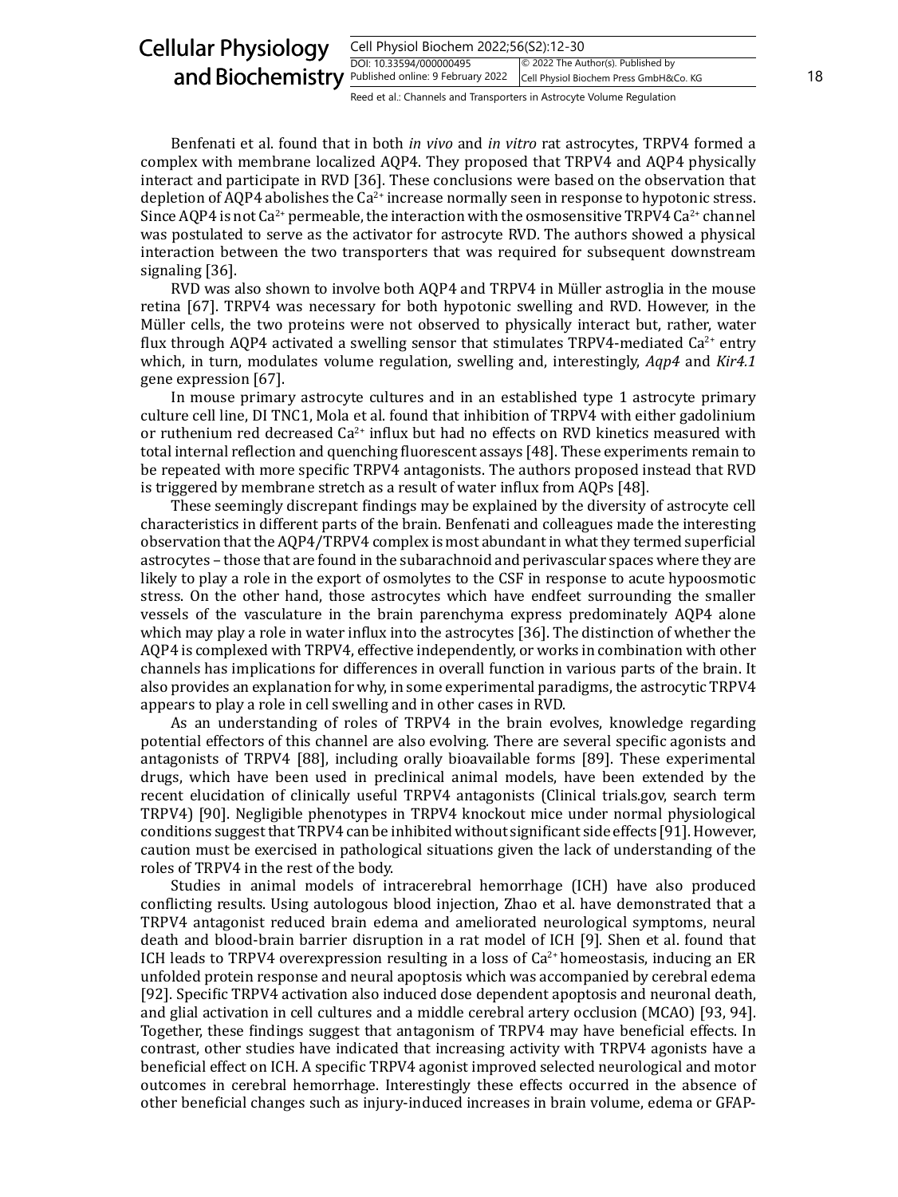Benfenati et al. found that in both *in vivo* and *in vitro* rat astrocytes, TRPV4 formed a complex with membrane localized AQP4. They proposed that TRPV4 and AQP4 physically interact and participate in RVD [36]. These conclusions were based on the observation that depletion of AQP4 abolishes the $Ca^{2+}$ increase normally seen in response to hypotonic stress. Since AQP4 is not $Ca^{2+}$ permeable, the interaction with the osmosensitive TRPV4 $Ca^{2+}$ channel was postulated to serve as the activator for astrocyte RVD. The authors showed a physical interaction between the two transporters that was required for subsequent downstream signaling [36].

RVD was also shown to involve both AQP4 and TRPV4 in Müller astroglia in the mouse retina [67]. TRPV4 was necessary for both hypotonic swelling and RVD. However, in the Müller cells, the two proteins were not observed to physically interact but, rather, water flux through AQP4 activated a swelling sensor that stimulates TRPV4-mediated $Ca^{2+}$ entry which, in turn, modulates volume regulation, swelling and, interestingly, *Aqp4* and *Kir4.1* gene expression [67].

In mouse primary astrocyte cultures and in an established type 1 astrocyte primary culture cell line, DI TNC1, Mola et al. found that inhibition of TRPV4 with either gadolinium or ruthenium red decreased $Ca^{2+}$ influx but had no effects on RVD kinetics measured with total internal reflection and quenching fluorescent assays [48]. These experiments remain to be repeated with more specific TRPV4 antagonists. The authors proposed instead that RVD is triggered by membrane stretch as a result of water influx from AQPs [48].

These seemingly discrepant findings may be explained by the diversity of astrocyte cell characteristics in different parts of the brain. Benfenati and colleagues made the interesting observation that the AQP4/TRPV4 complex is most abundant in what they termed superficial astrocytes – those that are found in the subarachnoid and perivascular spaces where they are likely to play a role in the export of osmolytes to the CSF in response to acute hypoosmotic stress. On the other hand, those astrocytes which have endfeet surrounding the smaller vessels of the vasculature in the brain parenchyma express predominately AQP4 alone which may play a role in water influx into the astrocytes [36]. The distinction of whether the AQP4 is complexed with TRPV4, effective independently, or works in combination with other channels has implications for differences in overall function in various parts of the brain. It also provides an explanation for why, in some experimental paradigms, the astrocytic TRPV4 appears to play a role in cell swelling and in other cases in RVD.

As an understanding of roles of TRPV4 in the brain evolves, knowledge regarding potential effectors of this channel are also evolving. There are several specific agonists and antagonists of TRPV4 [88], including orally bioavailable forms [89]. These experimental drugs, which have been used in preclinical animal models, have been extended by the recent elucidation of clinically useful TRPV4 antagonists (Clinical trials.gov, search term TRPV4) [90]. Negligible phenotypes in TRPV4 knockout mice under normal physiological conditions suggest that TRPV4 can be inhibited without significant side effects [91]. However, caution must be exercised in pathological situations given the lack of understanding of the roles of TRPV4 in the rest of the body.

Studies in animal models of intracerebral hemorrhage (ICH) have also produced conflicting results. Using autologous blood injection, Zhao et al. have demonstrated that a TRPV4 antagonist reduced brain edema and ameliorated neurological symptoms, neural death and blood-brain barrier disruption in a rat model of ICH [9]. Shen et al. found that ICH leads to TRPV4 overexpression resulting in a loss of $Ca^{2+}$ homeostasis, inducing an ER unfolded protein response and neural apoptosis which was accompanied by cerebral edema [92]. Specific TRPV4 activation also induced dose dependent apoptosis and neuronal death, and glial activation in cell cultures and a middle cerebral artery occlusion (MCAO) [93, 94]. Together, these findings suggest that antagonism of TRPV4 may have beneficial effects. In contrast, other studies have indicated that increasing activity with TRPV4 agonists have a beneficial effect on ICH. A specific TRPV4 agonist improved selected neurological and motor outcomes in cerebral hemorrhage. Interestingly these effects occurred in the absence of other beneficial changes such as injury-induced increases in brain volume, edema or GFAP-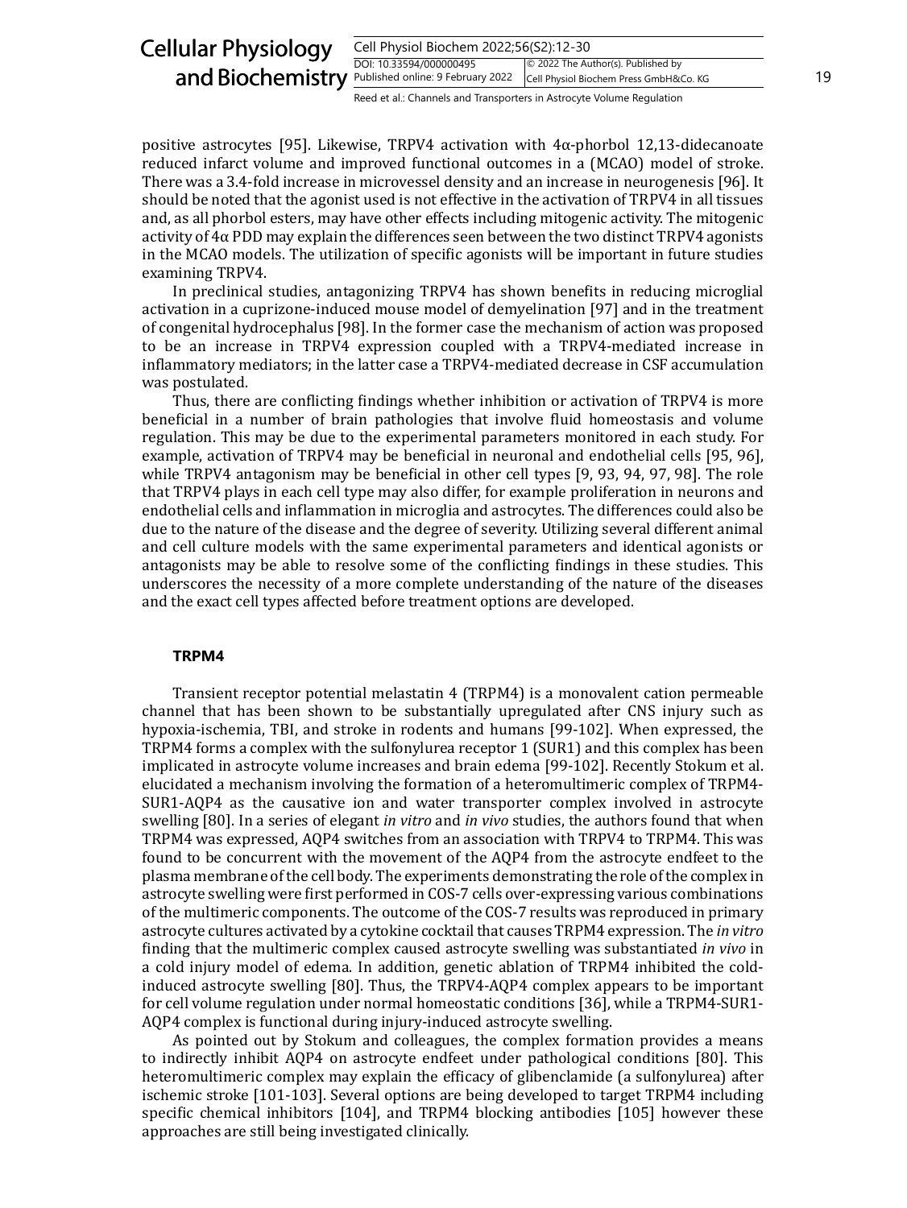positive astrocytes [95]. Likewise, TRPV4 activation with 4α-phorbol 12,13-didecanoate reduced infarct volume and improved functional outcomes in a (MCAO) model of stroke. There was a 3.4-fold increase in microvessel density and an increase in neurogenesis [96]. It should be noted that the agonist used is not effective in the activation of TRPV4 in all tissues and, as all phorbol esters, may have other effects including mitogenic activity. The mitogenic activity of 4α PDD may explain the differences seen between the two distinct TRPV4 agonists in the MCAO models. The utilization of specific agonists will be important in future studies examining TRPV4.

In preclinical studies, antagonizing TRPV4 has shown benefits in reducing microglial activation in a cuprizone-induced mouse model of demyelination [97] and in the treatment of congenital hydrocephalus [98]. In the former case the mechanism of action was proposed to be an increase in TRPV4 expression coupled with a TRPV4-mediated increase in inflammatory mediators; in the latter case a TRPV4-mediated decrease in CSF accumulation was postulated.

Thus, there are conflicting findings whether inhibition or activation of TRPV4 is more beneficial in a number of brain pathologies that involve fluid homeostasis and volume regulation. This may be due to the experimental parameters monitored in each study. For example, activation of TRPV4 may be beneficial in neuronal and endothelial cells [95, 96], while TRPV4 antagonism may be beneficial in other cell types [9, 93, 94, 97, 98]. The role that TRPV4 plays in each cell type may also differ, for example proliferation in neurons and endothelial cells and inflammation in microglia and astrocytes. The differences could also be due to the nature of the disease and the degree of severity. Utilizing several different animal and cell culture models with the same experimental parameters and identical agonists or antagonists may be able to resolve some of the conflicting findings in these studies. This underscores the necessity of a more complete understanding of the nature of the diseases and the exact cell types affected before treatment options are developed.

### TRPM4

Transient receptor potential melastatin 4 (TRPM4) is a monovalent cation permeable channel that has been shown to be substantially upregulated after CNS injury such as hypoxia-ischemia, TBI, and stroke in rodents and humans [99-102]. When expressed, the TRPM4 forms a complex with the sulfonylurea receptor 1 (SUR1) and this complex has been implicated in astrocyte volume increases and brain edema [99-102]. Recently Stokum et al. elucidated a mechanism involving the formation of a heteromultimeric complex of TRPM4-SUR1-AQP4 as the causative ion and water transporter complex involved in astrocyte swelling [80]. In a series of elegant *in vitro* and *in vivo* studies, the authors found that when TRPM4 was expressed, AQP4 switches from an association with TRPV4 to TRPM4. This was found to be concurrent with the movement of the AQP4 from the astrocyte endfeet to the plasma membrane of the cell body. The experiments demonstrating the role of the complex in astrocyte swelling were first performed in COS-7 cells over-expressing various combinations of the multimeric components. The outcome of the COS-7 results was reproduced in primary astrocyte cultures activated by a cytokine cocktail that causes TRPM4 expression. The *in vitro* finding that the multimeric complex caused astrocyte swelling was substantiated *in vivo* in a cold injury model of edema. In addition, genetic ablation of TRPM4 inhibited the cold-induced astrocyte swelling [80]. Thus, the TRPV4-AQP4 complex appears to be important for cell volume regulation under normal homeostatic conditions [36], while a TRPM4-SUR1-AQP4 complex is functional during injury-induced astrocyte swelling.

As pointed out by Stokum and colleagues, the complex formation provides a means to indirectly inhibit AQP4 on astrocyte endfeet under pathological conditions [80]. This heteromultimeric complex may explain the efficacy of glibenclamide (a sulfonylurea) after ischemic stroke [101-103]. Several options are being developed to target TRPM4 including specific chemical inhibitors [104], and TRPM4 blocking antibodies [105] however these approaches are still being investigated clinically.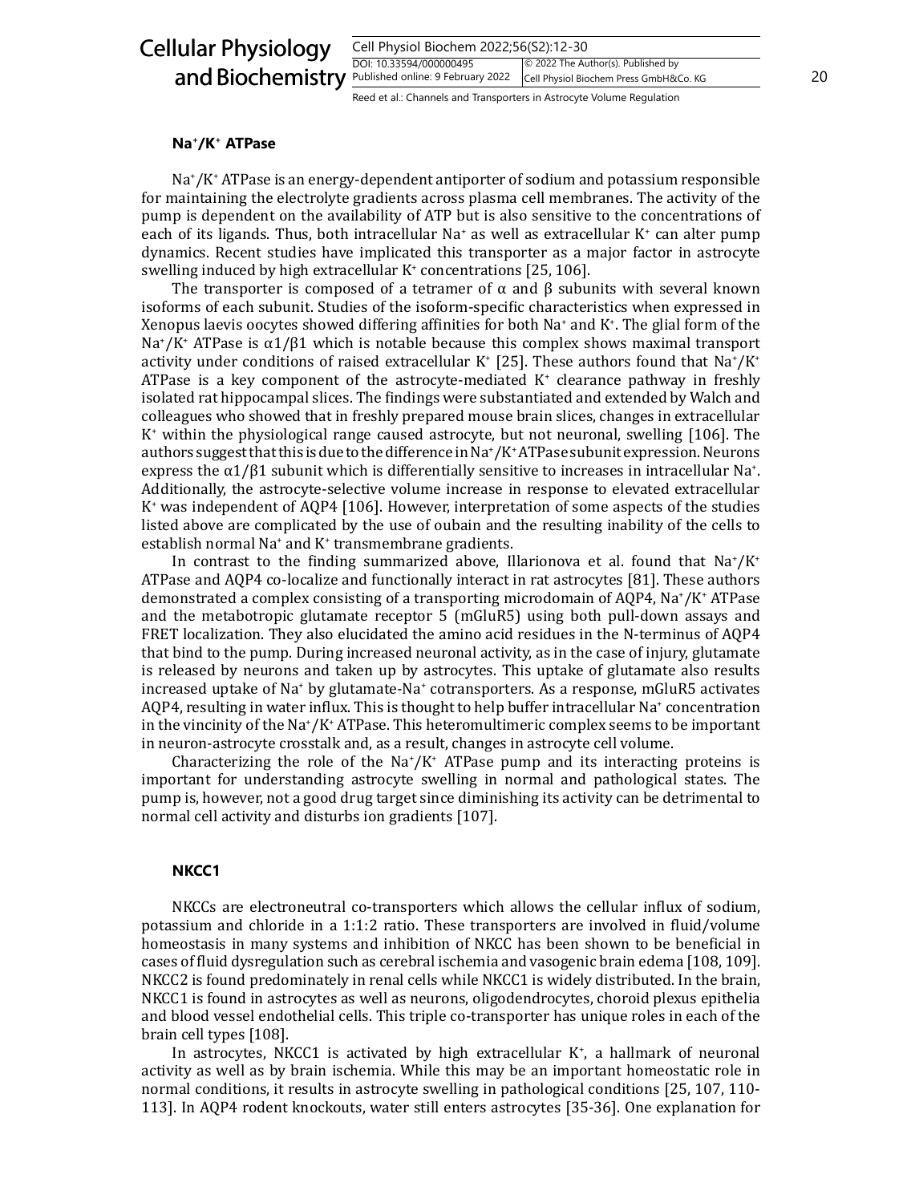### $Na^+/K^+$ ATPase

$Na^+/K^+$ ATPase is an energy-dependent antiporter of sodium and potassium responsible for maintaining the electrolyte gradients across plasma cell membranes. The activity of the pump is dependent on the availability of ATP but is also sensitive to the concentrations of each of its ligands. Thus, both intracellular $Na^+$ as well as extracellular $K^+$ can alter pump dynamics. Recent studies have implicated this transporter as a major factor in astrocyte swelling induced by high extracellular $K^+$ concentrations [25, 106].

The transporter is composed of a tetramer of α and β subunits with several known isoforms of each subunit. Studies of the isoform-specific characteristics when expressed in Xenopus laevis oocytes showed differing affinities for both $Na^+$ and $K^+$. The glial form of the $Na^+/K^+$ ATPase is α1/β1 which is notable because this complex shows maximal transport activity under conditions of raised extracellular $K^+$ [25]. These authors found that $Na^+/K^+$ ATPase is a key component of the astrocyte-mediated $K^+$ clearance pathway in freshly isolated rat hippocampal slices. The findings were substantiated and extended by Walch and colleagues who showed that in freshly prepared mouse brain slices, changes in extracellular $K^+$ within the physiological range caused astrocyte, but not neuronal, swelling [106]. The authors suggest that this is due to the difference in $Na^+/K^+$ ATPase subunit expression. Neurons express the α1/β1 subunit which is differentially sensitive to increases in intracellular $Na^+$. Additionally, the astrocyte-selective volume increase in response to elevated extracellular $K^+$ was independent of AQP4 [106]. However, interpretation of some aspects of the studies listed above are complicated by the use of oubain and the resulting inability of the cells to establish normal $Na^+$ and $K^+$ transmembrane gradients.

In contrast to the finding summarized above, Illarionova et al. found that $Na^+/K^+$ ATPase and AQP4 co-localize and functionally interact in rat astrocytes [81]. These authors demonstrated a complex consisting of a transporting microdomain of AQP4, $Na^+/K^+$ ATPase and the metabotropic glutamate receptor 5 (mGluR5) using both pull-down assays and FRET localization. They also elucidated the amino acid residues in the N-terminus of AQP4 that bind to the pump. During increased neuronal activity, as in the case of injury, glutamate is released by neurons and taken up by astrocytes. This uptake of glutamate also results increased uptake of $Na^+$ by glutamate-$Na^+$ cotransporters. As a response, mGluR5 activates AQP4, resulting in water influx. This is thought to help buffer intracellular $Na^+$ concentration in the vincinity of the $Na^+/K^+$ ATPase. This heteromultimeric complex seems to be important in neuron-astrocyte crosstalk and, as a result, changes in astrocyte cell volume.

Characterizing the role of the $Na^+/K^+$ ATPase pump and its interacting proteins is important for understanding astrocyte swelling in normal and pathological states. The pump is, however, not a good drug target since diminishing its activity can be detrimental to normal cell activity and disturbs ion gradients [107].

### NKCC1

NKCCs are electroneutral co-transporters which allows the cellular influx of sodium, potassium and chloride in a 1:1:2 ratio. These transporters are involved in fluid/volume homeostasis in many systems and inhibition of NKCC has been shown to be beneficial in cases of fluid dysregulation such as cerebral ischemia and vasogenic brain edema [108, 109]. NKCC2 is found predominately in renal cells while NKCC1 is widely distributed. In the brain, NKCC1 is found in astrocytes as well as neurons, oligodendrocytes, choroid plexus epithelia and blood vessel endothelial cells. This triple co-transporter has unique roles in each of the brain cell types [108].

In astrocytes, NKCC1 is activated by high extracellular $K^+$, a hallmark of neuronal activity as well as by brain ischemia. While this may be an important homeostatic role in normal conditions, it results in astrocyte swelling in pathological conditions [25, 107, 110-113]. In AQP4 rodent knockouts, water still enters astrocytes [35-36]. One explanation for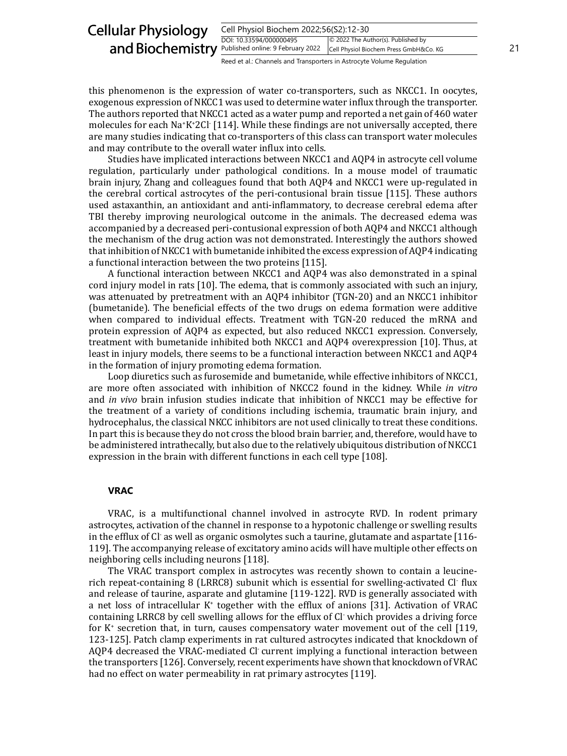this phenomenon is the expression of water co-transporters, such as NKCC1. In oocytes, exogenous expression of NKCC1 was used to determine water influx through the transporter. The authors reported that NKCC1 acted as a water pump and reported a net gain of 460 water molecules for each $Na^+K^+2Cl^-$ [114]. While these findings are not universally accepted, there are many studies indicating that co-transporters of this class can transport water molecules and may contribute to the overall water influx into cells.

Studies have implicated interactions between NKCC1 and AQP4 in astrocyte cell volume regulation, particularly under pathological conditions. In a mouse model of traumatic brain injury, Zhang and colleagues found that both AQP4 and NKCC1 were up-regulated in the cerebral cortical astrocytes of the peri-contusional brain tissue [115]. These authors used astaxanthin, an antioxidant and anti-inflammatory, to decrease cerebral edema after TBI thereby improving neurological outcome in the animals. The decreased edema was accompanied by a decreased peri-contusional expression of both AQP4 and NKCC1 although the mechanism of the drug action was not demonstrated. Interestingly the authors showed that inhibition of NKCC1 with bumetanide inhibited the excess expression of AQP4 indicating a functional interaction between the two proteins [115].

A functional interaction between NKCC1 and AQP4 was also demonstrated in a spinal cord injury model in rats [10]. The edema, that is commonly associated with such an injury, was attenuated by pretreatment with an AQP4 inhibitor (TGN-20) and an NKCC1 inhibitor (bumetanide). The beneficial effects of the two drugs on edema formation were additive when compared to individual effects. Treatment with TGN-20 reduced the mRNA and protein expression of AQP4 as expected, but also reduced NKCC1 expression. Conversely, treatment with bumetanide inhibited both NKCC1 and AQP4 overexpression [10]. Thus, at least in injury models, there seems to be a functional interaction between NKCC1 and AQP4 in the formation of injury promoting edema formation.

Loop diuretics such as furosemide and bumetanide, while effective inhibitors of NKCC1, are more often associated with inhibition of NKCC2 found in the kidney. While *in vitro* and *in vivo* brain infusion studies indicate that inhibition of NKCC1 may be effective for the treatment of a variety of conditions including ischemia, traumatic brain injury, and hydrocephalus, the classical NKCC inhibitors are not used clinically to treat these conditions. In part this is because they do not cross the blood brain barrier, and, therefore, would have to be administered intrathecally, but also due to the relatively ubiquitous distribution of NKCC1 expression in the brain with different functions in each cell type [108].

## VRAC

VRAC, is a multifunctional channel involved in astrocyte RVD. In rodent primary astrocytes, activation of the channel in response to a hypotonic challenge or swelling results in the efflux of $Cl^-$ as well as organic osmolytes such a taurine, glutamate and aspartate [116-119]. The accompanying release of excitatory amino acids will have multiple other effects on neighboring cells including neurons [118].

The VRAC transport complex in astrocytes was recently shown to contain a leucine-rich repeat-containing 8 (LRRC8) subunit which is essential for swelling-activated $Cl^-$ flux and release of taurine, asparate and glutamine [119-122]. RVD is generally associated with a net loss of intracellular $K^+$ together with the efflux of anions [31]. Activation of VRAC containing LRRC8 by cell swelling allows for the efflux of $Cl^-$ which provides a driving force for $K^+$ secretion that, in turn, causes compensatory water movement out of the cell [119, 123-125]. Patch clamp experiments in rat cultured astrocytes indicated that knockdown of AQP4 decreased the VRAC-mediated $Cl^-$ current implying a functional interaction between the transporters [126]. Conversely, recent experiments have shown that knockdown of VRAC had no effect on water permeability in rat primary astrocytes [119].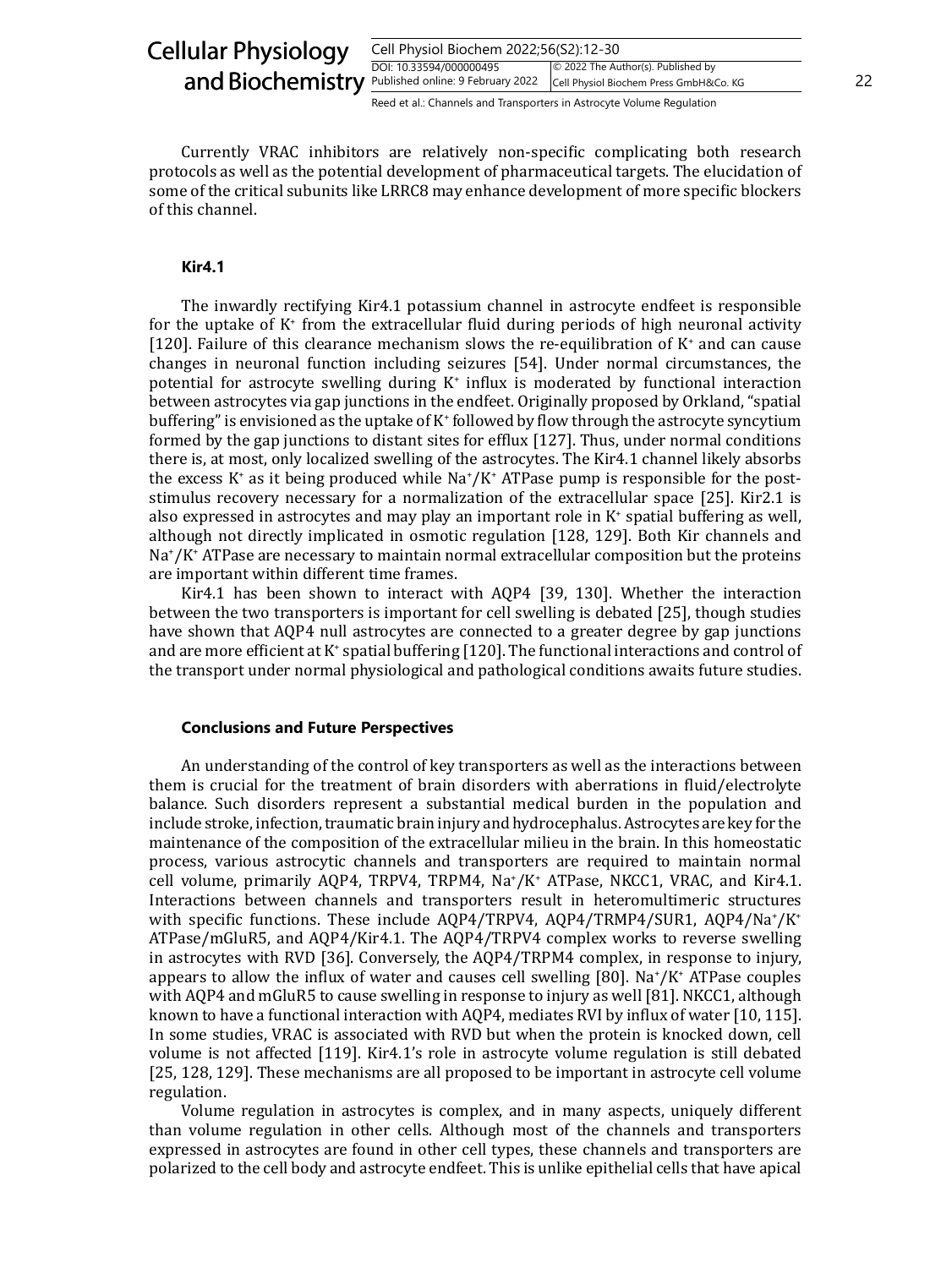Currently VRAC inhibitors are relatively non-specific complicating both research protocols as well as the potential development of pharmaceutical targets. The elucidation of some of the critical subunits like LRRC8 may enhance development of more specific blockers of this channel.

### Kir4.1

The inwardly rectifying Kir4.1 potassium channel in astrocyte endfeet is responsible for the uptake of $K^+$ from the extracellular fluid during periods of high neuronal activity [120]. Failure of this clearance mechanism slows the re-equilibration of $K^+$ and can cause changes in neuronal function including seizures [54]. Under normal circumstances, the potential for astrocyte swelling during $K^+$ influx is moderated by functional interaction between astrocytes via gap junctions in the endfeet. Originally proposed by Orkland, "spatial buffering" is envisioned as the uptake of $K^+$ followed by flow through the astrocyte syncytium formed by the gap junctions to distant sites for efflux [127]. Thus, under normal conditions there is, at most, only localized swelling of the astrocytes. The Kir4.1 channel likely absorbs the excess $K^+$ as it being produced while $Na^+/K^+$ ATPase pump is responsible for the post-stimulus recovery necessary for a normalization of the extracellular space [25]. Kir2.1 is also expressed in astrocytes and may play an important role in $K^+$ spatial buffering as well, although not directly implicated in osmotic regulation [128, 129]. Both Kir channels and $Na^+/K^+$ ATPase are necessary to maintain normal extracellular composition but the proteins are important within different time frames.

Kir4.1 has been shown to interact with AQP4 [39, 130]. Whether the interaction between the two transporters is important for cell swelling is debated [25], though studies have shown that AQP4 null astrocytes are connected to a greater degree by gap junctions and are more efficient at $K^+$ spatial buffering [120]. The functional interactions and control of the transport under normal physiological and pathological conditions awaits future studies.

### Conclusions and Future Perspectives

An understanding of the control of key transporters as well as the interactions between them is crucial for the treatment of brain disorders with aberrations in fluid/electrolyte balance. Such disorders represent a substantial medical burden in the population and include stroke, infection, traumatic brain injury and hydrocephalus. Astrocytes are key for the maintenance of the composition of the extracellular milieu in the brain. In this homeostatic process, various astrocytic channels and transporters are required to maintain normal cell volume, primarily AQP4, TRPV4, TRPM4, $Na^+/K^+$ ATPase, NKCC1, VRAC, and Kir4.1. Interactions between channels and transporters result in heteromultimeric structures with specific functions. These include AQP4/TRPV4, AQP4/TRMP4/SUR1, AQP4/$Na^+/K^+$ ATPase/mGluR5, and AQP4/Kir4.1. The AQP4/TRPV4 complex works to reverse swelling in astrocytes with RVD [36]. Conversely, the AQP4/TRPM4 complex, in response to injury, appears to allow the influx of water and causes cell swelling [80]. $Na^+/K^+$ ATPase couples with AQP4 and mGluR5 to cause swelling in response to injury as well [81]. NKCC1, although known to have a functional interaction with AQP4, mediates RVI by influx of water [10, 115]. In some studies, VRAC is associated with RVD but when the protein is knocked down, cell volume is not affected [119]. Kir4.1's role in astrocyte volume regulation is still debated [25, 128, 129]. These mechanisms are all proposed to be important in astrocyte cell volume regulation.

Volume regulation in astrocytes is complex, and in many aspects, uniquely different than volume regulation in other cells. Although most of the channels and transporters expressed in astrocytes are found in other cell types, these channels and transporters are polarized to the cell body and astrocyte endfeet. This is unlike epithelial cells that have apical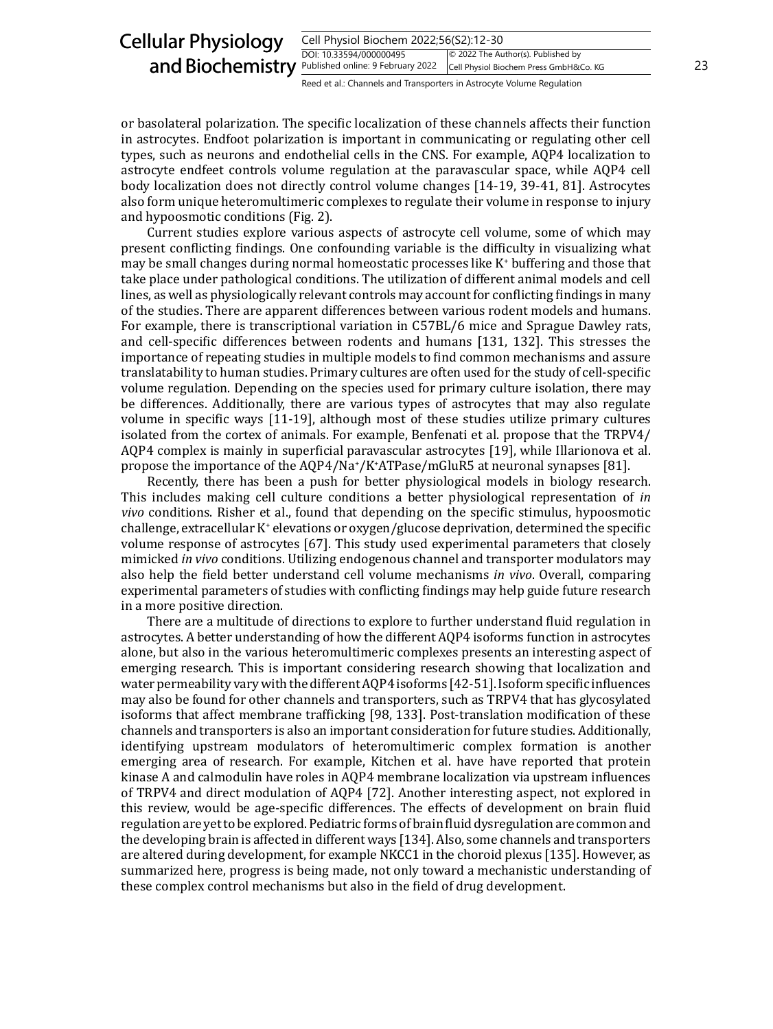or basolateral polarization. The specific localization of these channels affects their function in astrocytes. Endfoot polarization is important in communicating or regulating other cell types, such as neurons and endothelial cells in the CNS. For example, AQP4 localization to astrocyte endfeet controls volume regulation at the paravascular space, while AQP4 cell body localization does not directly control volume changes [14-19, 39-41, 81]. Astrocytes also form unique heteromultimeric complexes to regulate their volume in response to injury and hypoosmotic conditions (Fig. 2).

Current studies explore various aspects of astrocyte cell volume, some of which may present conflicting findings. One confounding variable is the difficulty in visualizing what may be small changes during normal homeostatic processes like $K^+$ buffering and those that take place under pathological conditions. The utilization of different animal models and cell lines, as well as physiologically relevant controls may account for conflicting findings in many of the studies. There are apparent differences between various rodent models and humans. For example, there is transcriptional variation in C57BL/6 mice and Sprague Dawley rats, and cell-specific differences between rodents and humans [131, 132]. This stresses the importance of repeating studies in multiple models to find common mechanisms and assure translatability to human studies. Primary cultures are often used for the study of cell-specific volume regulation. Depending on the species used for primary culture isolation, there may be differences. Additionally, there are various types of astrocytes that may also regulate volume in specific ways [11-19], although most of these studies utilize primary cultures isolated from the cortex of animals. For example, Benfenati et al. propose that the TRPV4/AQP4 complex is mainly in superficial paravascular astrocytes [19], while Illarionova et al. propose the importance of the AQP4/$Na^+$/$K^+$ATPase/mGluR5 at neuronal synapses [81].

Recently, there has been a push for better physiological models in biology research. This includes making cell culture conditions a better physiological representation of *in vivo* conditions. Risher et al., found that depending on the specific stimulus, hypoosmotic challenge, extracellular $K^+$ elevations or oxygen/glucose deprivation, determined the specific volume response of astrocytes [67]. This study used experimental parameters that closely mimicked *in vivo* conditions. Utilizing endogenous channel and transporter modulators may also help the field better understand cell volume mechanisms *in vivo*. Overall, comparing experimental parameters of studies with conflicting findings may help guide future research in a more positive direction.

There are a multitude of directions to explore to further understand fluid regulation in astrocytes. A better understanding of how the different AQP4 isoforms function in astrocytes alone, but also in the various heteromultimeric complexes presents an interesting aspect of emerging research. This is important considering research showing that localization and water permeability vary with the different AQP4 isoforms [42-51]. Isoform specific influences may also be found for other channels and transporters, such as TRPV4 that has glycosylated isoforms that affect membrane trafficking [98, 133]. Post-translation modification of these channels and transporters is also an important consideration for future studies. Additionally, identifying upstream modulators of heteromultimeric complex formation is another emerging area of research. For example, Kitchen et al. have have reported that protein kinase A and calmodulin have roles in AQP4 membrane localization via upstream influences of TRPV4 and direct modulation of AQP4 [72]. Another interesting aspect, not explored in this review, would be age-specific differences. The effects of development on brain fluid regulation are yet to be explored. Pediatric forms of brain fluid dysregulation are common and the developing brain is affected in different ways [134]. Also, some channels and transporters are altered during development, for example NKCC1 in the choroid plexus [135]. However, as summarized here, progress is being made, not only toward a mechanistic understanding of these complex control mechanisms but also in the field of drug development.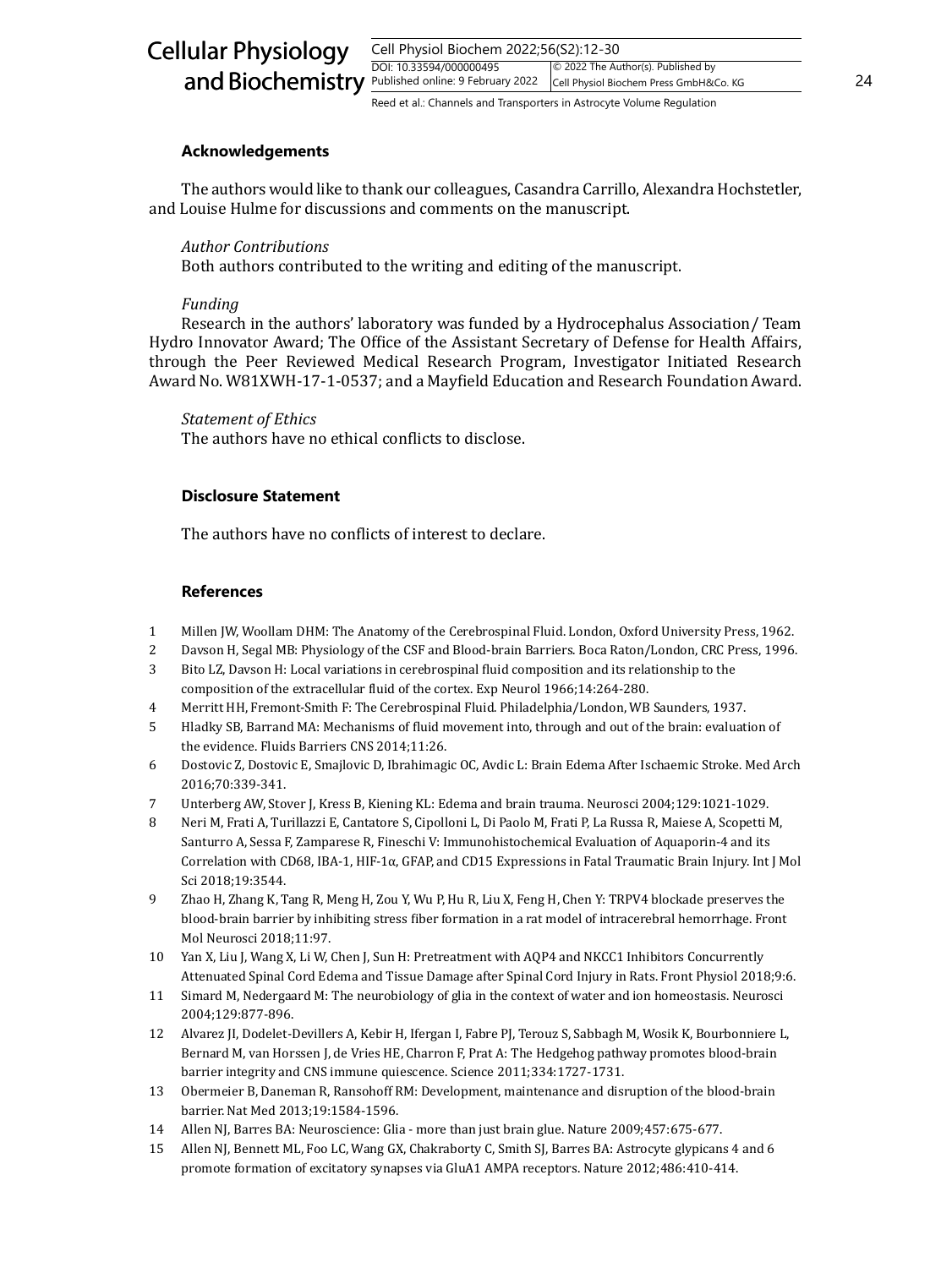## Acknowledgements

The authors would like to thank our colleagues, Casandra Carrillo, Alexandra Hochstetler, and Louise Hulme for discussions and comments on the manuscript.

*Author Contributions*

Both authors contributed to the writing and editing of the manuscript.

*Funding*

Research in the authors' laboratory was funded by a Hydrocephalus Association/ Team Hydro Innovator Award; The Office of the Assistant Secretary of Defense for Health Affairs, through the Peer Reviewed Medical Research Program, Investigator Initiated Research Award No. W81XWH-17-1-0537; and a Mayfield Education and Research Foundation Award.

*Statement of Ethics*

The authors have no ethical conflicts to disclose.

## Disclosure Statement

The authors have no conflicts of interest to declare.

## References

1. Millen JW, Woollam DHM: The Anatomy of the Cerebrospinal Fluid. London, Oxford University Press, 1962.
2. Davson H, Segal MB: Physiology of the CSF and Blood-brain Barriers. Boca Raton/London, CRC Press, 1996.
3. Bito LZ, Davson H: Local variations in cerebrospinal fluid composition and its relationship to the composition of the extracellular fluid of the cortex. Exp Neurol 1966;14:264-280.
4. Merritt HH, Fremont-Smith F: The Cerebrospinal Fluid. Philadelphia/London, WB Saunders, 1937.
5. Hladky SB, Barrand MA: Mechanisms of fluid movement into, through and out of the brain: evaluation of the evidence. Fluids Barriers CNS 2014;11:26.
6. Dostovic Z, Dostovic E, Smajlovic D, Ibrahimagic OC, Avdic L: Brain Edema After Ischaemic Stroke. Med Arch 2016;70:339-341.
7. Unterberg AW, Stover J, Kress B, Kiening KL: Edema and brain trauma. Neurosci 2004;129:1021-1029.
8. Neri M, Frati A, Turillazzi E, Cantatore S, Cipolloni L, Di Paolo M, Frati P, La Russa R, Maiese A, Scopetti M, Santurro A, Sessa F, Zamparese R, Fineschi V: Immunohistochemical Evaluation of Aquaporin-4 and its Correlation with CD68, IBA-1, HIF-1α, GFAP, and CD15 Expressions in Fatal Traumatic Brain Injury. Int J Mol Sci 2018;19:3544.
9. Zhao H, Zhang K, Tang R, Meng H, Zou Y, Wu P, Hu R, Liu X, Feng H, Chen Y: TRPV4 blockade preserves the blood-brain barrier by inhibiting stress fiber formation in a rat model of intracerebral hemorrhage. Front Mol Neurosci 2018;11:97.
10. Yan X, Liu J, Wang X, Li W, Chen J, Sun H: Pretreatment with AQP4 and NKCC1 Inhibitors Concurrently Attenuated Spinal Cord Edema and Tissue Damage after Spinal Cord Injury in Rats. Front Physiol 2018;9:6.
11. Simard M, Nedergaard M: The neurobiology of glia in the context of water and ion homeostasis. Neurosci 2004;129:877-896.
12. Alvarez JI, Dodelet-Devillers A, Kebir H, Ifergan I, Fabre PJ, Terouz S, Sabbagh M, Wosik K, Bourbonniere L, Bernard M, van Horssen J, de Vries HE, Charron F, Prat A: The Hedgehog pathway promotes blood-brain barrier integrity and CNS immune quiescence. Science 2011;334:1727-1731.
13. Obermeier B, Daneman R, Ransohoff RM: Development, maintenance and disruption of the blood-brain barrier. Nat Med 2013;19:1584-1596.
14. Allen NJ, Barres BA: Neuroscience: Glia - more than just brain glue. Nature 2009;457:675-677.
15. Allen NJ, Bennett ML, Foo LC, Wang GX, Chakraborty C, Smith SJ, Barres BA: Astrocyte glypicans 4 and 6 promote formation of excitatory synapses via GluA1 AMPA receptors. Nature 2012;486:410-414.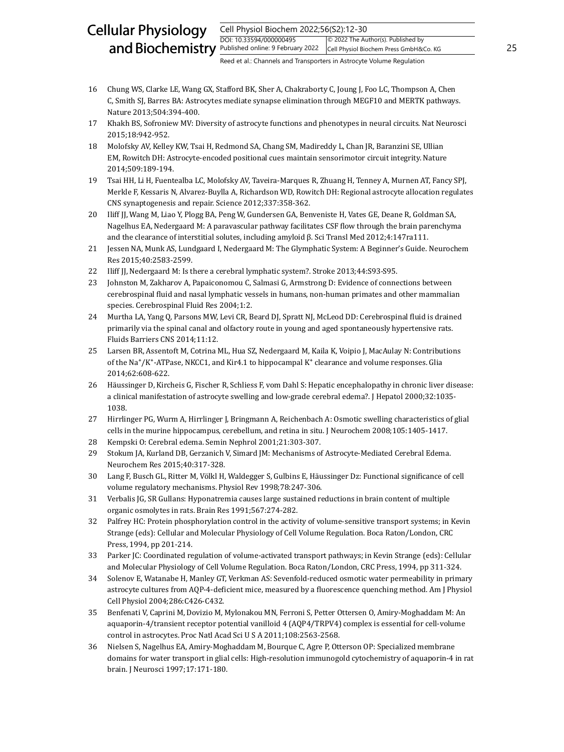16 Chung WS, Clarke LE, Wang GX, Stafford BK, Sher A, Chakraborty C, Joung J, Foo LC, Thompson A, Chen C, Smith SJ, Barres BA: Astrocytes mediate synapse elimination through MEGF10 and MERTK pathways. Nature 2013;504:394-400.

17 Khakh BS, Sofroniew MV: Diversity of astrocyte functions and phenotypes in neural circuits. Nat Neurosci 2015;18:942-952.

18 Molofsky AV, Kelley KW, Tsai H, Redmond SA, Chang SM, Madireddy L, Chan JR, Baranzini SE, Ullian EM, Rowitch DH: Astrocyte-encoded positional cues maintain sensorimotor circuit integrity. Nature 2014;509:189-194.

19 Tsai HH, Li H, Fuentealba LC, Molofsky AV, Taveira-Marques R, Zhuang H, Tenney A, Murnen AT, Fancy SPJ, Merkle F, Kessaris N, Alvarez-Buylla A, Richardson WD, Rowitch DH: Regional astrocyte allocation regulates CNS synaptogenesis and repair. Science 2012;337:358-362.

20 Iliff JJ, Wang M, Liao Y, Plogg BA, Peng W, Gundersen GA, Benveniste H, Vates GE, Deane R, Goldman SA, Nagelhus EA, Nedergaard M: A paravascular pathway facilitates CSF flow through the brain parenchyma and the clearance of interstitial solutes, including amyloid β. Sci Transl Med 2012;4:147ra111.

21 Jessen NA, Munk AS, Lundgaard I, Nedergaard M: The Glymphatic System: A Beginner's Guide. Neurochem Res 2015;40:2583-2599.

22 Iliff JJ, Nedergaard M: Is there a cerebral lymphatic system?. Stroke 2013;44:S93-S95.

23 Johnston M, Zakharov A, Papaiconomou C, Salmasi G, Armstrong D: Evidence of connections between cerebrospinal fluid and nasal lymphatic vessels in humans, non-human primates and other mammalian species. Cerebrospinal Fluid Res 2004;1:2.

24 Murtha LA, Yang Q, Parsons MW, Levi CR, Beard DJ, Spratt NJ, McLeod DD: Cerebrospinal fluid is drained primarily via the spinal canal and olfactory route in young and aged spontaneously hypertensive rats. Fluids Barriers CNS 2014;11:12.

25 Larsen BR, Assentoft M, Cotrina ML, Hua SZ, Nedergaard M, Kaila K, Voipio J, MacAulay N: Contributions of the $Na^+/K^+$-ATPase, NKCC1, and Kir4.1 to hippocampal $K^+$ clearance and volume responses. Glia 2014;62:608-622.

26 Häussinger D, Kircheis G, Fischer R, Schliess F, vom Dahl S: Hepatic encephalopathy in chronic liver disease: a clinical manifestation of astrocyte swelling and low-grade cerebral edema?. J Hepatol 2000;32:1035-1038.

27 Hirrlinger PG, Wurm A, Hirrlinger J, Bringmann A, Reichenbach A: Osmotic swelling characteristics of glial cells in the murine hippocampus, cerebellum, and retina in situ. J Neurochem 2008;105:1405-1417.

28 Kempski O: Cerebral edema. Semin Nephrol 2001;21:303-307.

29 Stokum JA, Kurland DB, Gerzanich V, Simard JM: Mechanisms of Astrocyte-Mediated Cerebral Edema. Neurochem Res 2015;40:317-328.

30 Lang F, Busch GL, Ritter M, Völkl H, Waldegger S, Gulbins E, Häussinger Dz: Functional significance of cell volume regulatory mechanisms. Physiol Rev 1998;78:247-306.

31 Verbalis JG, SR Gullans: Hyponatremia causes large sustained reductions in brain content of multiple organic osmolytes in rats. Brain Res 1991;567:274-282.

32 Palfrey HC: Protein phosphorylation control in the activity of volume-sensitive transport systems; in Kevin Strange (eds): Cellular and Molecular Physiology of Cell Volume Regulation. Boca Raton/London, CRC Press, 1994, pp 201-214.

33 Parker JC: Coordinated regulation of volume-activated transport pathways; in Kevin Strange (eds): Cellular and Molecular Physiology of Cell Volume Regulation. Boca Raton/London, CRC Press, 1994, pp 311-324.

34 Solenov E, Watanabe H, Manley GT, Verkman AS: Sevenfold-reduced osmotic water permeability in primary astrocyte cultures from AQP-4-deficient mice, measured by a fluorescence quenching method. Am J Physiol Cell Physiol 2004;286:C426-C432.

35 Benfenati V, Caprini M, Dovizio M, Mylonakou MN, Ferroni S, Petter Ottersen O, Amiry-Moghaddam M: An aquaporin-4/transient receptor potential vanilloid 4 (AQP4/TRPV4) complex is essential for cell-volume control in astrocytes. Proc Natl Acad Sci U S A 2011;108:2563-2568.

36 Nielsen S, Nagelhus EA, Amiry-Moghaddam M, Bourque C, Agre P, Otterson OP: Specialized membrane domains for water transport in glial cells: High-resolution immunogold cytochemistry of aquaporin-4 in rat brain. J Neurosci 1997;17:171-180.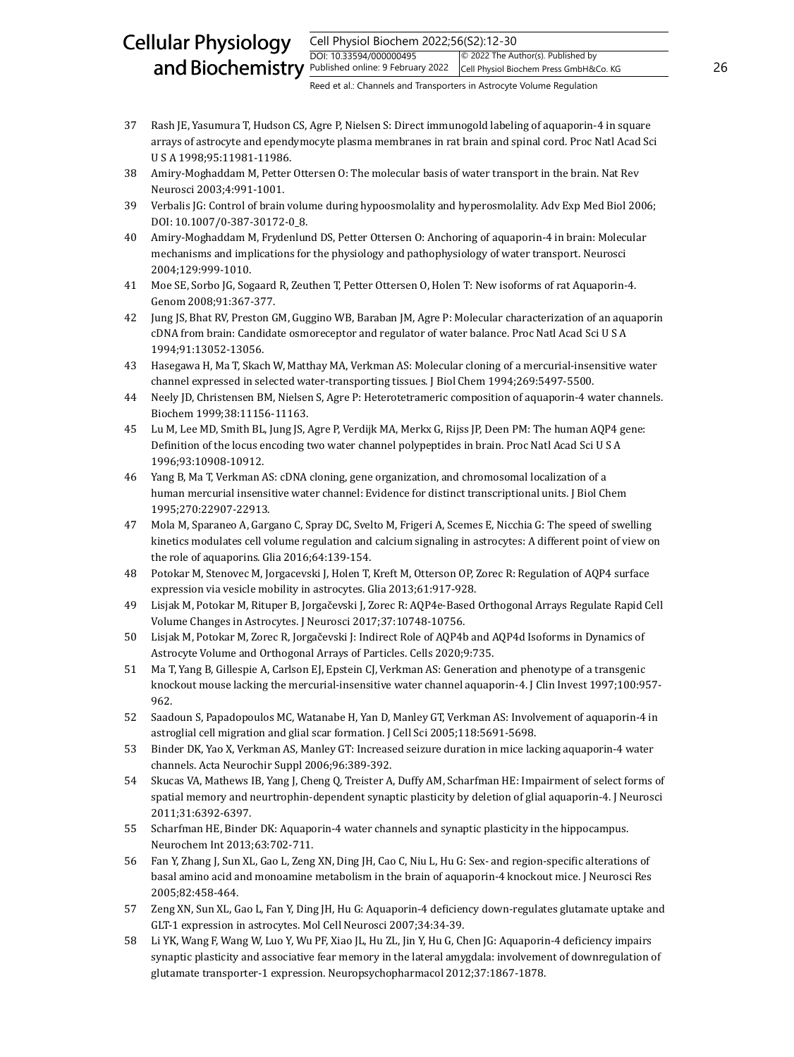37 Rash JE, Yasumura T, Hudson CS, Agre P, Nielsen S: Direct immunogold labeling of aquaporin-4 in square arrays of astrocyte and ependymocyte plasma membranes in rat brain and spinal cord. Proc Natl Acad Sci U S A 1998;95:11981-11986.

38 Amiry-Moghaddam M, Petter Ottersen O: The molecular basis of water transport in the brain. Nat Rev Neurosci 2003;4:991-1001.

39 Verbalis JG: Control of brain volume during hypoosmolality and hyperosmolality. Adv Exp Med Biol 2006; DOI: 10.1007/0-387-30172-0_8.

40 Amiry-Moghaddam M, Frydenlund DS, Petter Ottersen O: Anchoring of aquaporin-4 in brain: Molecular mechanisms and implications for the physiology and pathophysiology of water transport. Neurosci 2004;129:999-1010.

41 Moe SE, Sorbo JG, Sogaard R, Zeuthen T, Petter Ottersen O, Holen T: New isoforms of rat Aquaporin-4. Genom 2008;91:367-377.

42 Jung JS, Bhat RV, Preston GM, Guggino WB, Baraban JM, Agre P: Molecular characterization of an aquaporin cDNA from brain: Candidate osmoreceptor and regulator of water balance. Proc Natl Acad Sci U S A 1994;91:13052-13056.

43 Hasegawa H, Ma T, Skach W, Matthay MA, Verkman AS: Molecular cloning of a mercurial-insensitive water channel expressed in selected water-transporting tissues. J Biol Chem 1994;269:5497-5500.

44 Neely JD, Christensen BM, Nielsen S, Agre P: Heterotetrameric composition of aquaporin-4 water channels. Biochem 1999;38:11156-11163.

45 Lu M, Lee MD, Smith BL, Jung JS, Agre P, Verdijk MA, Merkx G, Rijss JP, Deen PM: The human AQP4 gene: Definition of the locus encoding two water channel polypeptides in brain. Proc Natl Acad Sci U S A 1996;93:10908-10912.

46 Yang B, Ma T, Verkman AS: cDNA cloning, gene organization, and chromosomal localization of a human mercurial insensitive water channel: Evidence for distinct transcriptional units. J Biol Chem 1995;270:22907-22913.

47 Mola M, Sparaneo A, Gargano C, Spray DC, Svelto M, Frigeri A, Scemes E, Nicchia G: The speed of swelling kinetics modulates cell volume regulation and calcium signaling in astrocytes: A different point of view on the role of aquaporins. Glia 2016;64:139-154.

48 Potokar M, Stenovec M, Jorgacevski J, Holen T, Kreft M, Otterson OP, Zorec R: Regulation of AQP4 surface expression via vesicle mobility in astrocytes. Glia 2013;61:917-928.

49 Lisjak M, Potokar M, Rituper B, Jorgačevski J, Zorec R: AQP4e-Based Orthogonal Arrays Regulate Rapid Cell Volume Changes in Astrocytes. J Neurosci 2017;37:10748-10756.

50 Lisjak M, Potokar M, Zorec R, Jorgačevski J: Indirect Role of AQP4b and AQP4d Isoforms in Dynamics of Astrocyte Volume and Orthogonal Arrays of Particles. Cells 2020;9:735.

51 Ma T, Yang B, Gillespie A, Carlson EJ, Epstein CJ, Verkman AS: Generation and phenotype of a transgenic knockout mouse lacking the mercurial-insensitive water channel aquaporin-4. J Clin Invest 1997;100:957-962.

52 Saadoun S, Papadopoulos MC, Watanabe H, Yan D, Manley GT, Verkman AS: Involvement of aquaporin-4 in astroglial cell migration and glial scar formation. J Cell Sci 2005;118:5691-5698.

53 Binder DK, Yao X, Verkman AS, Manley GT: Increased seizure duration in mice lacking aquaporin-4 water channels. Acta Neurochir Suppl 2006;96:389-392.

54 Skucas VA, Mathews IB, Yang J, Cheng Q, Treister A, Duffy AM, Scharfman HE: Impairment of select forms of spatial memory and neurtrophin-dependent synaptic plasticity by deletion of glial aquaporin-4. J Neurosci 2011;31:6392-6397.

55 Scharfman HE, Binder DK: Aquaporin-4 water channels and synaptic plasticity in the hippocampus. Neurochem Int 2013;63:702-711.

56 Fan Y, Zhang J, Sun XL, Gao L, Zeng XN, Ding JH, Cao C, Niu L, Hu G: Sex- and region-specific alterations of basal amino acid and monoamine metabolism in the brain of aquaporin-4 knockout mice. J Neurosci Res 2005;82:458-464.

57 Zeng XN, Sun XL, Gao L, Fan Y, Ding JH, Hu G: Aquaporin-4 deficiency down-regulates glutamate uptake and GLT-1 expression in astrocytes. Mol Cell Neurosci 2007;34:34-39.

58 Li YK, Wang F, Wang W, Luo Y, Wu PF, Xiao JL, Hu ZL, Jin Y, Hu G, Chen JG: Aquaporin-4 deficiency impairs synaptic plasticity and associative fear memory in the lateral amygdala: involvement of downregulation of glutamate transporter-1 expression. Neuropsychopharmacol 2012;37:1867-1878.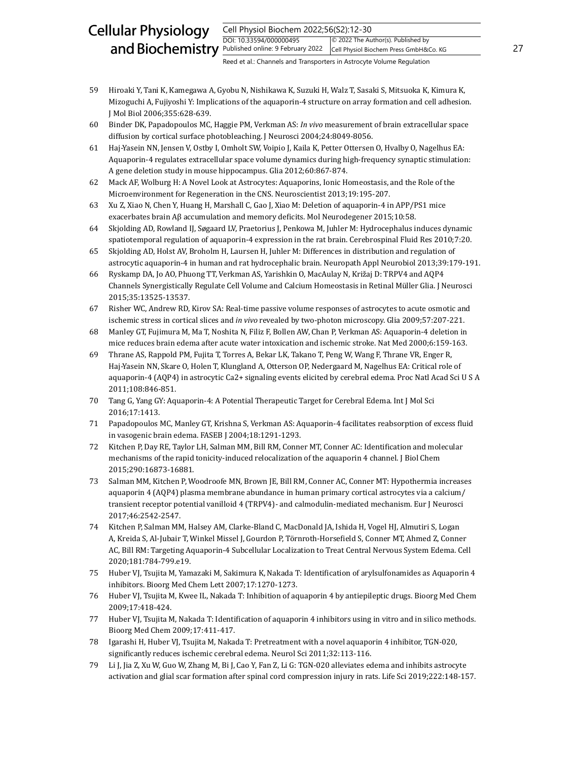59 Hiroaki Y, Tani K, Kamegawa A, Gyobu N, Nishikawa K, Suzuki H, Walz T, Sasaki S, Mitsuoka K, Kimura K, Mizoguchi A, Fujiyoshi Y: Implications of the aquaporin-4 structure on array formation and cell adhesion. J Mol Biol 2006;355:628-639.

60 Binder DK, Papadopoulos MC, Haggie PM, Verkman AS: *In vivo* measurement of brain extracellular space diffusion by cortical surface photobleaching. J Neurosci 2004;24:8049-8056.

61 Haj-Yasein NN, Jensen V, Ostby I, Omholt SW, Voipio J, Kaila K, Petter Ottersen O, Hvalby O, Nagelhus EA: Aquaporin-4 regulates extracellular space volume dynamics during high-frequency synaptic stimulation: A gene deletion study in mouse hippocampus. Glia 2012;60:867-874.

62 Mack AF, Wolburg H: A Novel Look at Astrocytes: Aquaporins, Ionic Homeostasis, and the Role of the Microenvironment for Regeneration in the CNS. Neuroscientist 2013;19:195-207.

63 Xu Z, Xiao N, Chen Y, Huang H, Marshall C, Gao J, Xiao M: Deletion of aquaporin-4 in APP/PS1 mice exacerbates brain Aβ accumulation and memory deficits. Mol Neurodegener 2015;10:58.

64 Skjolding AD, Rowland IJ, Søgaard LV, Praetorius J, Penkowa M, Juhler M: Hydrocephalus induces dynamic spatiotemporal regulation of aquaporin-4 expression in the rat brain. Cerebrospinal Fluid Res 2010;7:20.

65 Skjolding AD, Holst AV, Broholm H, Laursen H, Juhler M: Differences in distribution and regulation of astrocytic aquaporin-4 in human and rat hydrocephalic brain. Neuropath Appl Neurobiol 2013;39:179-191.

66 Ryskamp DA, Jo AO, Phuong TT, Verkman AS, Yarishkin O, MacAulay N, Križaj D: TRPV4 and AQP4 Channels Synergistically Regulate Cell Volume and Calcium Homeostasis in Retinal Müller Glia. J Neurosci 2015;35:13525-13537.

67 Risher WC, Andrew RD, Kirov SA: Real-time passive volume responses of astrocytes to acute osmotic and ischemic stress in cortical slices and *in vivo* revealed by two-photon microscopy. Glia 2009;57:207-221.

68 Manley GT, Fujimura M, Ma T, Noshita N, Filiz F, Bollen AW, Chan P, Verkman AS: Aquaporin-4 deletion in mice reduces brain edema after acute water intoxication and ischemic stroke. Nat Med 2000;6:159-163.

69 Thrane AS, Rappold PM, Fujita T, Torres A, Bekar LK, Takano T, Peng W, Wang F, Thrane VR, Enger R, Haj-Yasein NN, Skare O, Holen T, Klungland A, Otterson OP, Nedergaard M, Nagelhus EA: Critical role of aquaporin-4 (AQP4) in astrocytic Ca2+ signaling events elicited by cerebral edema. Proc Natl Acad Sci U S A 2011;108:846-851.

70 Tang G, Yang GY: Aquaporin-4: A Potential Therapeutic Target for Cerebral Edema. Int J Mol Sci 2016;17:1413.

71 Papadopoulos MC, Manley GT, Krishna S, Verkman AS: Aquaporin-4 facilitates reabsorption of excess fluid in vasogenic brain edema. FASEB J 2004;18:1291-1293.

72 Kitchen P, Day RE, Taylor LH, Salman MM, Bill RM, Conner MT, Conner AC: Identification and molecular mechanisms of the rapid tonicity-induced relocalization of the aquaporin 4 channel. J Biol Chem 2015;290:16873-16881.

73 Salman MM, Kitchen P, Woodroofe MN, Brown JE, Bill RM, Conner AC, Conner MT: Hypothermia increases aquaporin 4 (AQP4) plasma membrane abundance in human primary cortical astrocytes via a calcium/transient receptor potential vanilloid 4 (TRPV4)- and calmodulin-mediated mechanism. Eur J Neurosci 2017;46:2542-2547.

74 Kitchen P, Salman MM, Halsey AM, Clarke-Bland C, MacDonald JA, Ishida H, Vogel HJ, Almutiri S, Logan A, Kreida S, Al-Jubair T, Winkel Missel J, Gourdon P, Törnroth-Horsefield S, Conner MT, Ahmed Z, Conner AC, Bill RM: Targeting Aquaporin-4 Subcellular Localization to Treat Central Nervous System Edema. Cell 2020;181:784-799.e19.

75 Huber VJ, Tsujita M, Yamazaki M, Sakimura K, Nakada T: Identification of arylsulfonamides as Aquaporin 4 inhibitors. Bioorg Med Chem Lett 2007;17:1270-1273.

76 Huber VJ, Tsujita M, Kwee IL, Nakada T: Inhibition of aquaporin 4 by antiepileptic drugs. Bioorg Med Chem 2009;17:418-424.

77 Huber VJ, Tsujita M, Nakada T: Identification of aquaporin 4 inhibitors using in vitro and in silico methods. Bioorg Med Chem 2009;17:411-417.

78 Igarashi H, Huber VJ, Tsujita M, Nakada T: Pretreatment with a novel aquaporin 4 inhibitor, TGN-020, significantly reduces ischemic cerebral edema. Neurol Sci 2011;32:113-116.

79 Li J, Jia Z, Xu W, Guo W, Zhang M, Bi J, Cao Y, Fan Z, Li G: TGN-020 alleviates edema and inhibits astrocyte activation and glial scar formation after spinal cord compression injury in rats. Life Sci 2019;222:148-157.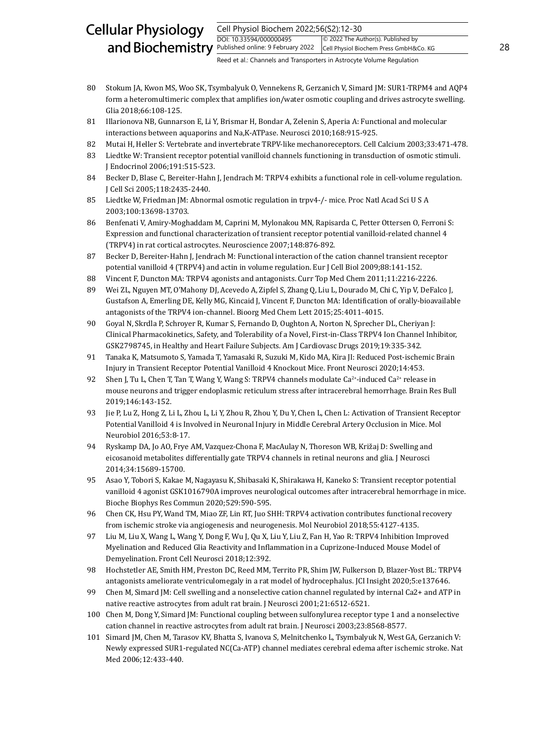80 Stokum JA, Kwon MS, Woo SK, Tsymbalyuk O, Vennekens R, Gerzanich V, Simard JM: SUR1-TRPM4 and AQP4 form a heteromultimeric complex that amplifies ion/water osmotic coupling and drives astrocyte swelling. Glia 2018;66:108-125.

81 Illarionova NB, Gunnarson E, Li Y, Brismar H, Bondar A, Zelenin S, Aperia A: Functional and molecular interactions between aquaporins and Na,K-ATPase. Neurosci 2010;168:915-925.

82 Mutai H, Heller S: Vertebrate and invertebrate TRPV-like mechanoreceptors. Cell Calcium 2003;33:471-478.

83 Liedtke W: Transient receptor potential vanilloid channels functioning in transduction of osmotic stimuli. J Endocrinol 2006;191:515-523.

84 Becker D, Blase C, Bereiter-Hahn J, Jendrach M: TRPV4 exhibits a functional role in cell-volume regulation. J Cell Sci 2005;118:2435-2440.

85 Liedtke W, Friedman JM: Abnormal osmotic regulation in trpv4-/- mice. Proc Natl Acad Sci U S A 2003;100:13698-13703.

86 Benfenati V, Amiry-Moghaddam M, Caprini M, Mylonakou MN, Rapisarda C, Petter Ottersen O, Ferroni S: Expression and functional characterization of transient receptor potential vanilloid-related channel 4 (TRPV4) in rat cortical astrocytes. Neuroscience 2007;148:876-892.

87 Becker D, Bereiter-Hahn J, Jendrach M: Functional interaction of the cation channel transient receptor potential vanilloid 4 (TRPV4) and actin in volume regulation. Eur J Cell Biol 2009;88:141-152.

88 Vincent F, Duncton MA: TRPV4 agonists and antagonists. Curr Top Med Chem 2011;11:2216-2226.

89 Wei ZL, Nguyen MT, O'Mahony DJ, Acevedo A, Zipfel S, Zhang Q, Liu L, Dourado M, Chi C, Yip V, DeFalco J, Gustafson A, Emerling DE, Kelly MG, Kincaid J, Vincent F, Duncton MA: Identification of orally-bioavailable antagonists of the TRPV4 ion-channel. Bioorg Med Chem Lett 2015;25:4011-4015.

90 Goyal N, Skrdla P, Schroyer R, Kumar S, Fernando D, Oughton A, Norton N, Sprecher DL, Cheriyan J: Clinical Pharmacokinetics, Safety, and Tolerability of a Novel, First-in-Class TRPV4 Ion Channel Inhibitor, GSK2798745, in Healthy and Heart Failure Subjects. Am J Cardiovasc Drugs 2019;19:335-342.

91 Tanaka K, Matsumoto S, Yamada T, Yamasaki R, Suzuki M, Kido MA, Kira JI: Reduced Post-ischemic Brain Injury in Transient Receptor Potential Vanilloid 4 Knockout Mice. Front Neurosci 2020;14:453.

92 Shen J, Tu L, Chen T, Tan T, Wang Y, Wang S: TRPV4 channels modulate $Ca^{2+}$-induced $Ca^{2+}$ release in mouse neurons and trigger endoplasmic reticulum stress after intracerebral hemorrhage. Brain Res Bull 2019;146:143-152.

93 Jie P, Lu Z, Hong Z, Li L, Zhou L, Li Y, Zhou R, Zhou Y, Du Y, Chen L, Chen L: Activation of Transient Receptor Potential Vanilloid 4 is Involved in Neuronal Injury in Middle Cerebral Artery Occlusion in Mice. Mol Neurobiol 2016;53:8-17.

94 Ryskamp DA, Jo AO, Frye AM, Vazquez-Chona F, MacAulay N, Thoreson WB, Križaj D: Swelling and eicosanoid metabolites differentially gate TRPV4 channels in retinal neurons and glia. J Neurosci 2014;34:15689-15700.

95 Asao Y, Tobori S, Kakae M, Nagayasu K, Shibasaki K, Shirakawa H, Kaneko S: Transient receptor potential vanilloid 4 agonist GSK1016790A improves neurological outcomes after intracerebral hemorrhage in mice. Bioche Biophys Res Commun 2020;529:590-595.

96 Chen CK, Hsu PY, Wand TM, Miao ZF, Lin RT, Juo SHH: TRPV4 activation contributes functional recovery from ischemic stroke via angiogenesis and neurogenesis. Mol Neurobiol 2018;55:4127-4135.

97 Liu M, Liu X, Wang L, Wang Y, Dong F, Wu J, Qu X, Liu Y, Liu Z, Fan H, Yao R: TRPV4 Inhibition Improved Myelination and Reduced Glia Reactivity and Inflammation in a Cuprizone-Induced Mouse Model of Demyelination. Front Cell Neurosci 2018;12:392.

98 Hochstetler AE, Smith HM, Preston DC, Reed MM, Territo PR, Shim JW, Fulkerson D, Blazer-Yost BL: TRPV4 antagonists ameliorate ventriculomegaly in a rat model of hydrocephalus. JCI Insight 2020;5:e137646.

99 Chen M, Simard JM: Cell swelling and a nonselective cation channel regulated by internal Ca2+ and ATP in native reactive astrocytes from adult rat brain. J Neurosci 2001;21:6512-6521.

100 Chen M, Dong Y, Simard JM: Functional coupling between sulfonylurea receptor type 1 and a nonselective cation channel in reactive astrocytes from adult rat brain. J Neurosci 2003;23:8568-8577.

101 Simard JM, Chen M, Tarasov KV, Bhatta S, Ivanova S, Melnitchenko L, Tsymbalyuk N, West GA, Gerzanich V: Newly expressed SUR1-regulated NC(Ca-ATP) channel mediates cerebral edema after ischemic stroke. Nat Med 2006;12:433-440.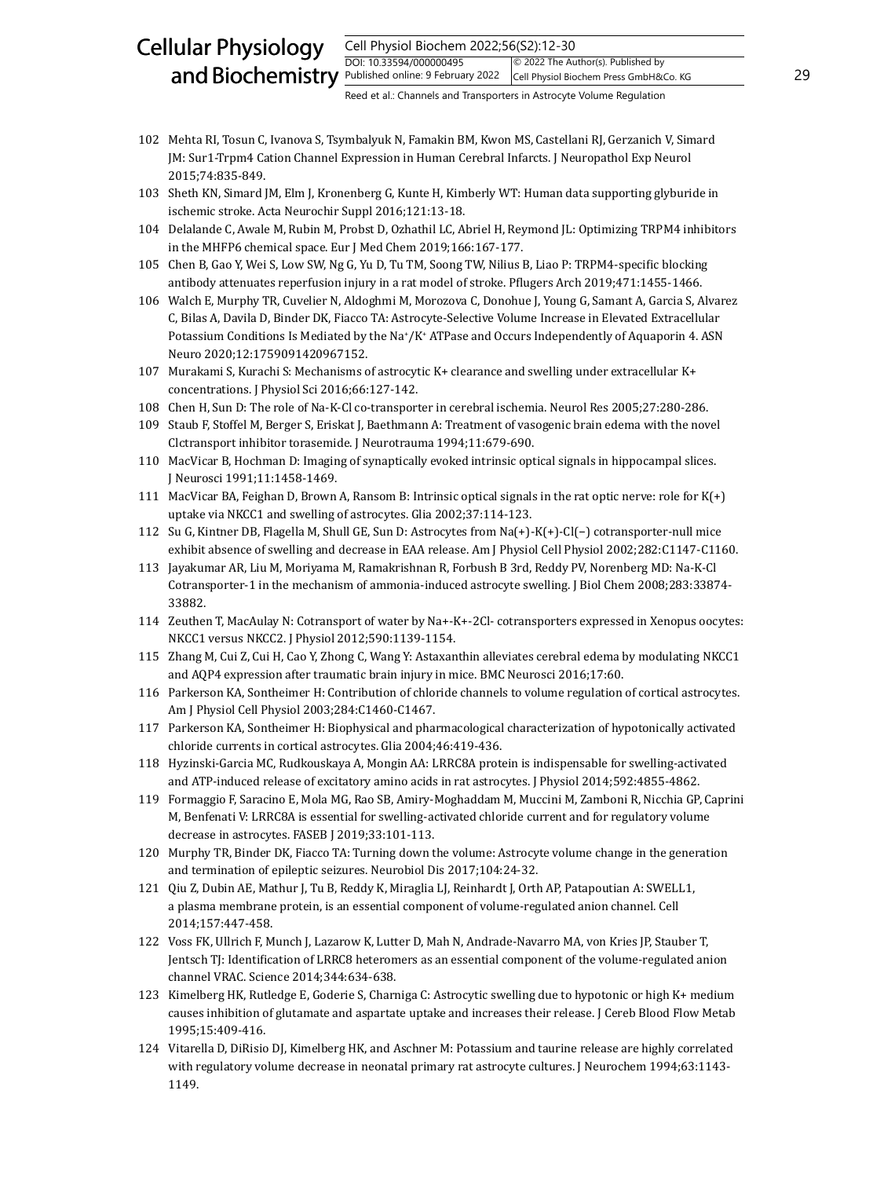102 Mehta RI, Tosun C, Ivanova S, Tsymbalyuk N, Famakin BM, Kwon MS, Castellani RJ, Gerzanich V, Simard JM: Sur1-Trpm4 Cation Channel Expression in Human Cerebral Infarcts. J Neuropathol Exp Neurol 2015;74:835-849.

103 Sheth KN, Simard JM, Elm J, Kronenberg G, Kunte H, Kimberly WT: Human data supporting glyburide in ischemic stroke. Acta Neurochir Suppl 2016;121:13-18.

104 Delalande C, Awale M, Rubin M, Probst D, Ozhathil LC, Abriel H, Reymond JL: Optimizing TRPM4 inhibitors in the MHFP6 chemical space. Eur J Med Chem 2019;166:167-177.

105 Chen B, Gao Y, Wei S, Low SW, Ng G, Yu D, Tu TM, Soong TW, Nilius B, Liao P: TRPM4-specific blocking antibody attenuates reperfusion injury in a rat model of stroke. Pflugers Arch 2019;471:1455-1466.

106 Walch E, Murphy TR, Cuvelier N, Aldoghmi M, Morozova C, Donohue J, Young G, Samant A, Garcia S, Alvarez C, Bilas A, Davila D, Binder DK, Fiacco TA: Astrocyte-Selective Volume Increase in Elevated Extracellular Potassium Conditions Is Mediated by the $Na^+/K^+$ ATPase and Occurs Independently of Aquaporin 4. ASN Neuro 2020;12:1759091420967152.

107 Murakami S, Kurachi S: Mechanisms of astrocytic K+ clearance and swelling under extracellular K+ concentrations. J Physiol Sci 2016;66:127-142.

108 Chen H, Sun D: The role of Na-K-Cl co-transporter in cerebral ischemia. Neurol Res 2005;27:280-286.

109 Staub F, Stoffel M, Berger S, Eriskat J, Baethmann A: Treatment of vasogenic brain edema with the novel Clctransport inhibitor torasemide. J Neurotrauma 1994;11:679-690.

110 MacVicar B, Hochman D: Imaging of synaptically evoked intrinsic optical signals in hippocampal slices. J Neurosci 1991;11:1458-1469.

111 MacVicar BA, Feighan D, Brown A, Ransom B: Intrinsic optical signals in the rat optic nerve: role for K(+) uptake via NKCC1 and swelling of astrocytes. Glia 2002;37:114-123.

112 Su G, Kintner DB, Flagella M, Shull GE, Sun D: Astrocytes from Na(+)-K(+)-Cl(−) cotransporter-null mice exhibit absence of swelling and decrease in EAA release. Am J Physiol Cell Physiol 2002;282:C1147-C1160.

113 Jayakumar AR, Liu M, Moriyama M, Ramakrishnan R, Forbush B 3rd, Reddy PV, Norenberg MD: Na-K-Cl Cotransporter-1 in the mechanism of ammonia-induced astrocyte swelling. J Biol Chem 2008;283:33874-33882.

114 Zeuthen T, MacAulay N: Cotransport of water by Na+-K+-2Cl- cotransporters expressed in Xenopus oocytes: NKCC1 versus NKCC2. J Physiol 2012;590:1139-1154.

115 Zhang M, Cui Z, Cui H, Cao Y, Zhong C, Wang Y: Astaxanthin alleviates cerebral edema by modulating NKCC1 and AQP4 expression after traumatic brain injury in mice. BMC Neurosci 2016;17:60.

116 Parkerson KA, Sontheimer H: Contribution of chloride channels to volume regulation of cortical astrocytes. Am J Physiol Cell Physiol 2003;284:C1460-C1467.

117 Parkerson KA, Sontheimer H: Biophysical and pharmacological characterization of hypotonically activated chloride currents in cortical astrocytes. Glia 2004;46:419-436.

118 Hyzinski-Garcia MC, Rudkouskaya A, Mongin AA: LRRC8A protein is indispensable for swelling-activated and ATP-induced release of excitatory amino acids in rat astrocytes. J Physiol 2014;592:4855-4862.

119 Formaggio F, Saracino E, Mola MG, Rao SB, Amiry-Moghaddam M, Muccini M, Zamboni R, Nicchia GP, Caprini M, Benfenati V: LRRC8A is essential for swelling-activated chloride current and for regulatory volume decrease in astrocytes. FASEB J 2019;33:101-113.

120 Murphy TR, Binder DK, Fiacco TA: Turning down the volume: Astrocyte volume change in the generation and termination of epileptic seizures. Neurobiol Dis 2017;104:24-32.

121 Qiu Z, Dubin AE, Mathur J, Tu B, Reddy K, Miraglia LJ, Reinhardt J, Orth AP, Patapoutian A: SWELL1, a plasma membrane protein, is an essential component of volume-regulated anion channel. Cell 2014;157:447-458.

122 Voss FK, Ullrich F, Munch J, Lazarow K, Lutter D, Mah N, Andrade-Navarro MA, von Kries JP, Stauber T, Jentsch TJ: Identification of LRRC8 heteromers as an essential component of the volume-regulated anion channel VRAC. Science 2014;344:634-638.

123 Kimelberg HK, Rutledge E, Goderie S, Charniga C: Astrocytic swelling due to hypotonic or high K+ medium causes inhibition of glutamate and aspartate uptake and increases their release. J Cereb Blood Flow Metab 1995;15:409-416.

124 Vitarella D, DiRisio DJ, Kimelberg HK, and Aschner M: Potassium and taurine release are highly correlated with regulatory volume decrease in neonatal primary rat astrocyte cultures. J Neurochem 1994;63:1143-1149.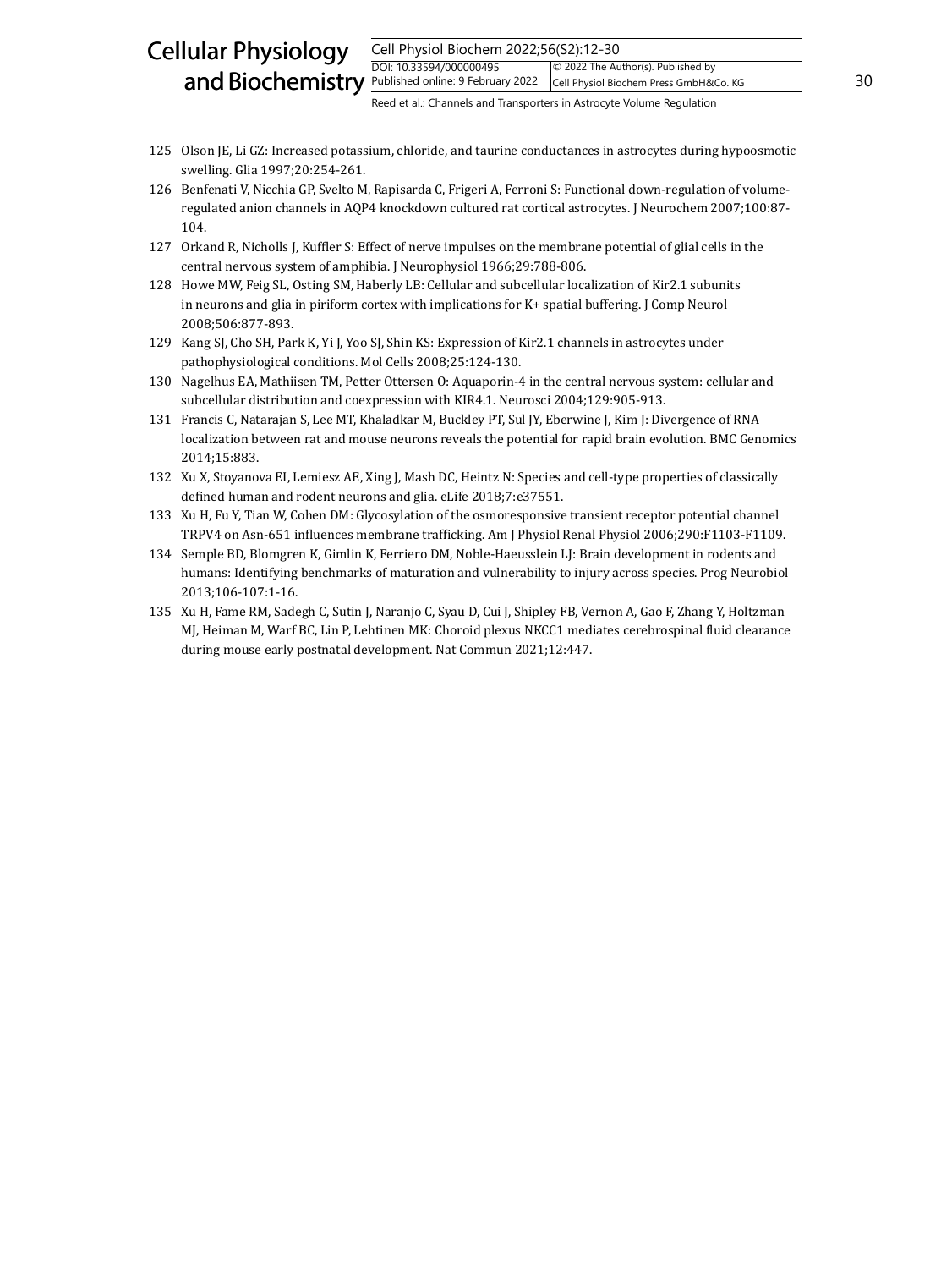125 Olson JE, Li GZ: Increased potassium, chloride, and taurine conductances in astrocytes during hypoosmotic swelling. Glia 1997;20:254-261.

126 Benfenati V, Nicchia GP, Svelto M, Rapisarda C, Frigeri A, Ferroni S: Functional down-regulation of volume-regulated anion channels in AQP4 knockdown cultured rat cortical astrocytes. J Neurochem 2007;100:87-104.

127 Orkand R, Nicholls J, Kuffler S: Effect of nerve impulses on the membrane potential of glial cells in the central nervous system of amphibia. J Neurophysiol 1966;29:788-806.

128 Howe MW, Feig SL, Osting SM, Haberly LB: Cellular and subcellular localization of Kir2.1 subunits in neurons and glia in piriform cortex with implications for K+ spatial buffering. J Comp Neurol 2008;506:877-893.

129 Kang SJ, Cho SH, Park K, Yi J, Yoo SJ, Shin KS: Expression of Kir2.1 channels in astrocytes under pathophysiological conditions. Mol Cells 2008;25:124-130.

130 Nagelhus EA, Mathiisen TM, Petter Ottersen O: Aquaporin-4 in the central nervous system: cellular and subcellular distribution and coexpression with KIR4.1. Neurosci 2004;129:905-913.

131 Francis C, Natarajan S, Lee MT, Khaladkar M, Buckley PT, Sul JY, Eberwine J, Kim J: Divergence of RNA localization between rat and mouse neurons reveals the potential for rapid brain evolution. BMC Genomics 2014;15:883.

132 Xu X, Stoyanova EI, Lemiesz AE, Xing J, Mash DC, Heintz N: Species and cell-type properties of classically defined human and rodent neurons and glia. eLife 2018;7:e37551.

133 Xu H, Fu Y, Tian W, Cohen DM: Glycosylation of the osmoresponsive transient receptor potential channel TRPV4 on Asn-651 influences membrane trafficking. Am J Physiol Renal Physiol 2006;290:F1103-F1109.

134 Semple BD, Blomgren K, Gimlin K, Ferriero DM, Noble-Haeusslein LJ: Brain development in rodents and humans: Identifying benchmarks of maturation and vulnerability to injury across species. Prog Neurobiol 2013;106-107:1-16.

135 Xu H, Fame RM, Sadegh C, Sutin J, Naranjo C, Syau D, Cui J, Shipley FB, Vernon A, Gao F, Zhang Y, Holtzman MJ, Heiman M, Warf BC, Lin P, Lehtinen MK: Choroid plexus NKCC1 mediates cerebrospinal fluid clearance during mouse early postnatal development. Nat Commun 2021;12:447.